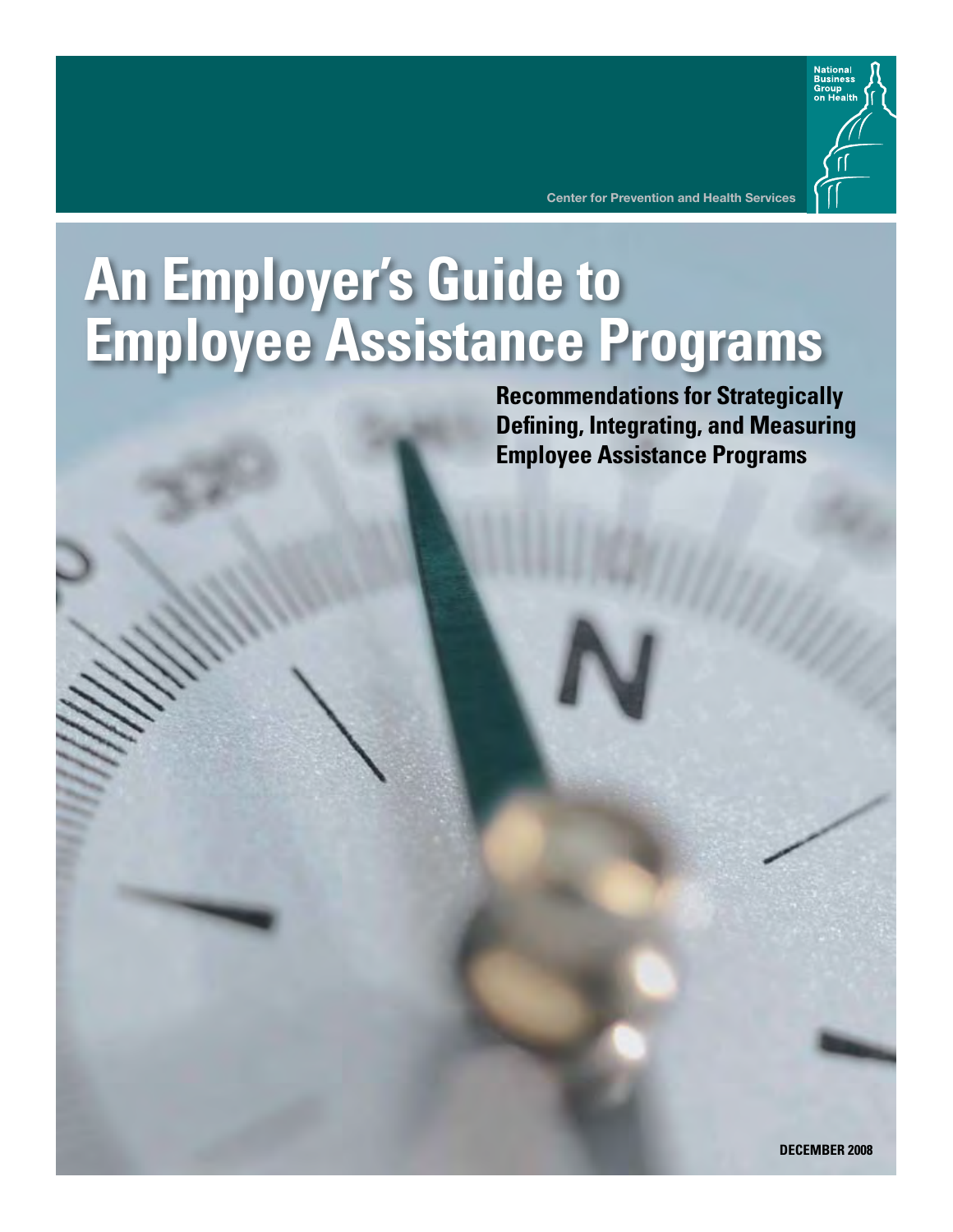National Business Group on Health

Center for Prevention and Health Services

# An Employer's Guide to Employee Assistance Programs

## Recommendations for Strategically Defining, Integrating, and Measuring Employee Assistance Programs

DECEMBER 2008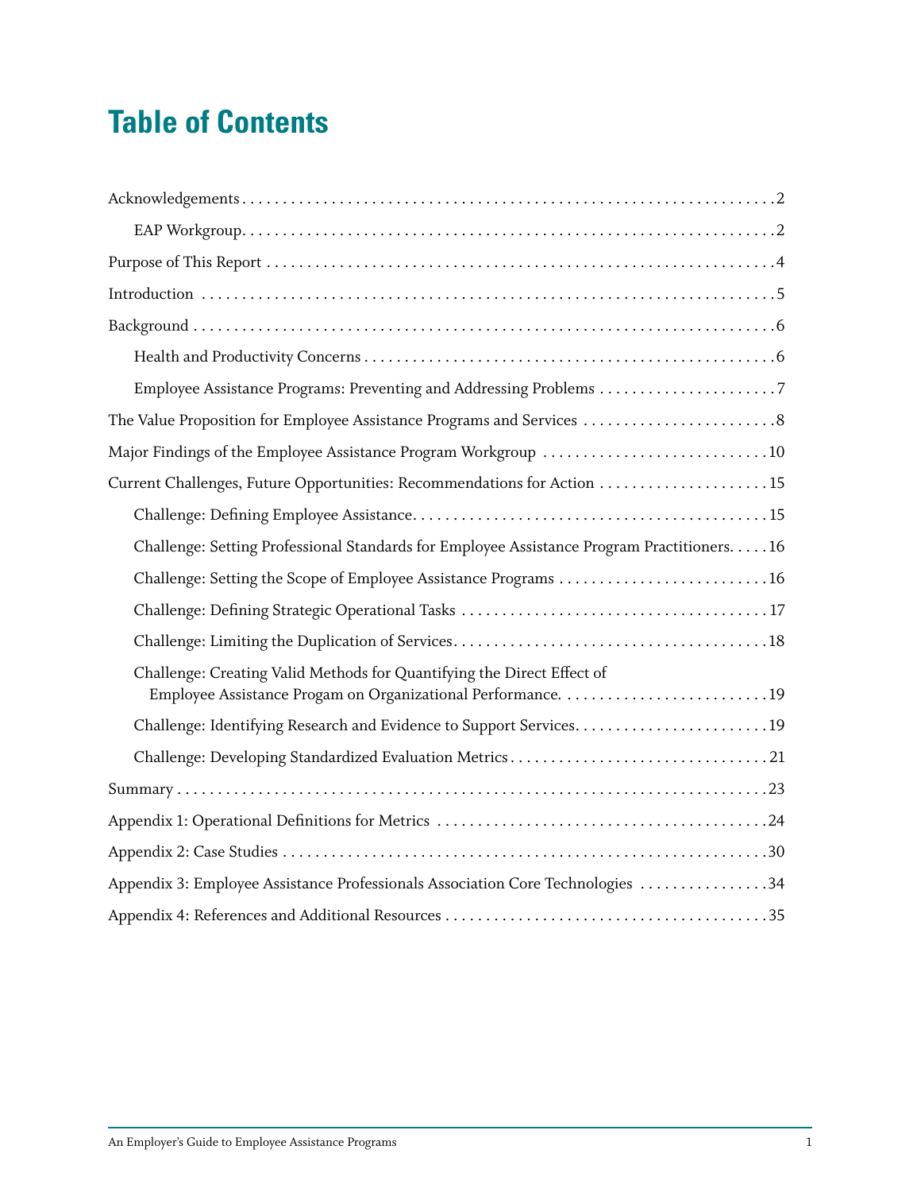# Table of Contents

- Acknowledgements . . . . . 2
  - EAP Workgroup . . . . . 2
- Purpose of This Report . . . . . 4
- Introduction . . . . . 5
- Background . . . . . 6
  - Health and Productivity Concerns . . . . . 6
  - Employee Assistance Programs: Preventing and Addressing Problems . . . . . 7
- The Value Proposition for Employee Assistance Programs and Services . . . . . 8
- Major Findings of the Employee Assistance Program Workgroup . . . . . 10
- Current Challenges, Future Opportunities: Recommendations for Action . . . . . 15
  - Challenge: Defining Employee Assistance . . . . . 15
  - Challenge: Setting Professional Standards for Employee Assistance Program Practitioners . . . . . 16
  - Challenge: Setting the Scope of Employee Assistance Programs . . . . . 16
  - Challenge: Defining Strategic Operational Tasks . . . . . 17
  - Challenge: Limiting the Duplication of Services . . . . . 18
  - Challenge: Creating Valid Methods for Quantifying the Direct Effect of Employee Assistance Progam on Organizational Performance . . . . . 19
  - Challenge: Identifying Research and Evidence to Support Services . . . . . 19
  - Challenge: Developing Standardized Evaluation Metrics . . . . . 21
- Summary . . . . . 23
- Appendix 1: Operational Definitions for Metrics . . . . . 24
- Appendix 2: Case Studies . . . . . 30
- Appendix 3: Employee Assistance Professionals Association Core Technologies . . . . . 34
- Appendix 4: References and Additional Resources . . . . . 35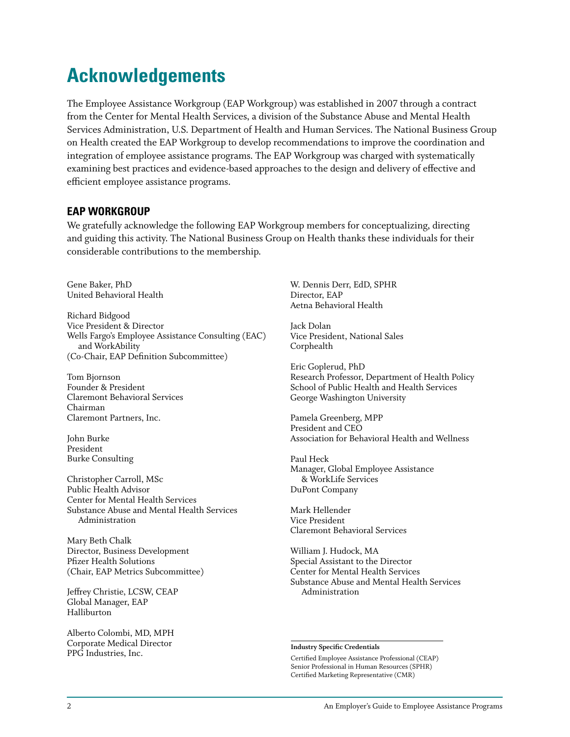# Acknowledgements

The Employee Assistance Workgroup (EAP Workgroup) was established in 2007 through a contract from the Center for Mental Health Services, a division of the Substance Abuse and Mental Health Services Administration, U.S. Department of Health and Human Services. The National Business Group on Health created the EAP Workgroup to develop recommendations to improve the coordination and integration of employee assistance programs. The EAP Workgroup was charged with systematically examining best practices and evidence-based approaches to the design and delivery of effective and efficient employee assistance programs.

## EAP WORKGROUP

We gratefully acknowledge the following EAP Workgroup members for conceptualizing, directing and guiding this activity. The National Business Group on Health thanks these individuals for their considerable contributions to the membership.

Gene Baker, PhD  
United Behavioral Health

Richard Bidgood  
Vice President & Director  
Wells Fargo's Employee Assistance Consulting (EAC) and WorkAbility  
(Co-Chair, EAP Definition Subcommittee)

Tom Bjornson  
Founder & President  
Claremont Behavioral Services  
Chairman  
Claremont Partners, Inc.

John Burke  
President  
Burke Consulting

Christopher Carroll, MSc  
Public Health Advisor  
Center for Mental Health Services  
Substance Abuse and Mental Health Services Administration

Mary Beth Chalk  
Director, Business Development  
Pfizer Health Solutions  
(Chair, EAP Metrics Subcommittee)

Jeffrey Christie, LCSW, CEAP  
Global Manager, EAP  
Halliburton

Alberto Colombi, MD, MPH  
Corporate Medical Director  
PPG Industries, Inc.

W. Dennis Derr, EdD, SPHR  
Director, EAP  
Aetna Behavioral Health

Jack Dolan  
Vice President, National Sales  
Corphealth

Eric Goplerud, PhD  
Research Professor, Department of Health Policy  
School of Public Health and Health Services  
George Washington University

Pamela Greenberg, MPP  
President and CEO  
Association for Behavioral Health and Wellness

Paul Heck  
Manager, Global Employee Assistance & WorkLife Services  
DuPont Company

Mark Hellender  
Vice President  
Claremont Behavioral Services

William J. Hudock, MA  
Special Assistant to the Director  
Center for Mental Health Services  
Substance Abuse and Mental Health Services Administration

**Industry Specific Credentials**

Certified Employee Assistance Professional (CEAP)  
Senior Professional in Human Resources (SPHR)  
Certified Marketing Representative (CMR)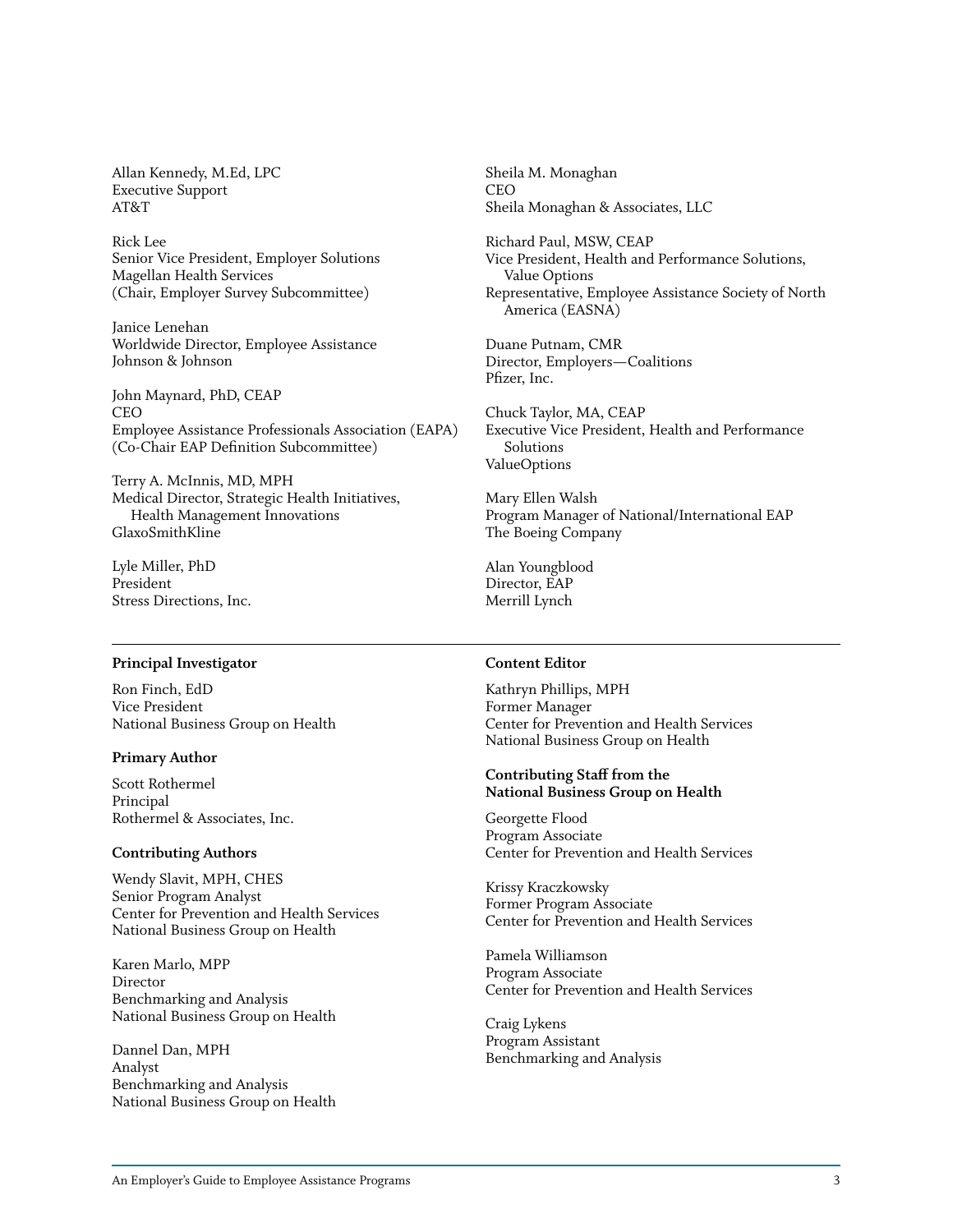Allan Kennedy, M.Ed, LPC
Executive Support
AT&T

Rick Lee
Senior Vice President, Employer Solutions
Magellan Health Services
(Chair, Employer Survey Subcommittee)

Janice Lenehan
Worldwide Director, Employee Assistance
Johnson & Johnson

John Maynard, PhD, CEAP
CEO
Employee Assistance Professionals Association (EAPA)
(Co-Chair EAP Definition Subcommittee)

Terry A. McInnis, MD, MPH
Medical Director, Strategic Health Initiatives, Health Management Innovations
GlaxoSmithKline

Lyle Miller, PhD
President
Stress Directions, Inc.

Sheila M. Monaghan
CEO
Sheila Monaghan & Associates, LLC

Richard Paul, MSW, CEAP
Vice President, Health and Performance Solutions, Value Options
Representative, Employee Assistance Society of North America (EASNA)

Duane Putnam, CMR
Director, Employers—Coalitions
Pfizer, Inc.

Chuck Taylor, MA, CEAP
Executive Vice President, Health and Performance Solutions
ValueOptions

Mary Ellen Walsh
Program Manager of National/International EAP
The Boeing Company

Alan Youngblood
Director, EAP
Merrill Lynch

---

**Principal Investigator**

Ron Finch, EdD
Vice President
National Business Group on Health

**Primary Author**

Scott Rothermel
Principal
Rothermel & Associates, Inc.

**Contributing Authors**

Wendy Slavit, MPH, CHES
Senior Program Analyst
Center for Prevention and Health Services
National Business Group on Health

Karen Marlo, MPP
Director
Benchmarking and Analysis
National Business Group on Health

Dannel Dan, MPH
Analyst
Benchmarking and Analysis
National Business Group on Health

**Content Editor**

Kathryn Phillips, MPH
Former Manager
Center for Prevention and Health Services
National Business Group on Health

**Contributing Staff from the National Business Group on Health**

Georgette Flood
Program Associate
Center for Prevention and Health Services

Krissy Kraczkowsky
Former Program Associate
Center for Prevention and Health Services

Pamela Williamson
Program Associate
Center for Prevention and Health Services

Craig Lykens
Program Assistant
Benchmarking and Analysis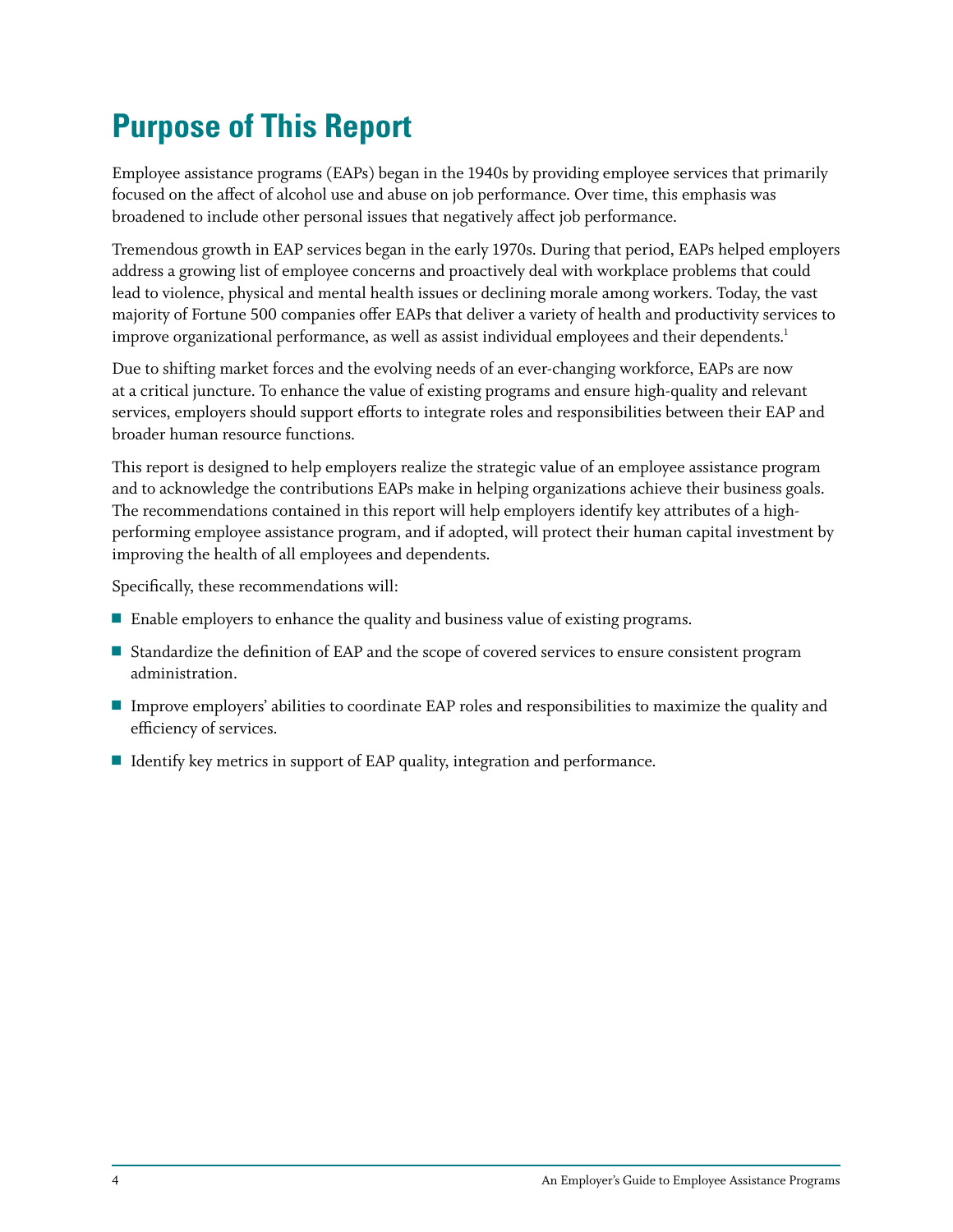# Purpose of This Report

Employee assistance programs (EAPs) began in the 1940s by providing employee services that primarily focused on the affect of alcohol use and abuse on job performance. Over time, this emphasis was broadened to include other personal issues that negatively affect job performance.

Tremendous growth in EAP services began in the early 1970s. During that period, EAPs helped employers address a growing list of employee concerns and proactively deal with workplace problems that could lead to violence, physical and mental health issues or declining morale among workers. Today, the vast majority of Fortune 500 companies offer EAPs that deliver a variety of health and productivity services to improve organizational performance, as well as assist individual employees and their dependents.[1]

Due to shifting market forces and the evolving needs of an ever-changing workforce, EAPs are now at a critical juncture. To enhance the value of existing programs and ensure high-quality and relevant services, employers should support efforts to integrate roles and responsibilities between their EAP and broader human resource functions.

This report is designed to help employers realize the strategic value of an employee assistance program and to acknowledge the contributions EAPs make in helping organizations achieve their business goals. The recommendations contained in this report will help employers identify key attributes of a high-performing employee assistance program, and if adopted, will protect their human capital investment by improving the health of all employees and dependents.

Specifically, these recommendations will:

- Enable employers to enhance the quality and business value of existing programs.
- Standardize the definition of EAP and the scope of covered services to ensure consistent program administration.
- Improve employers' abilities to coordinate EAP roles and responsibilities to maximize the quality and efficiency of services.
- Identify key metrics in support of EAP quality, integration and performance.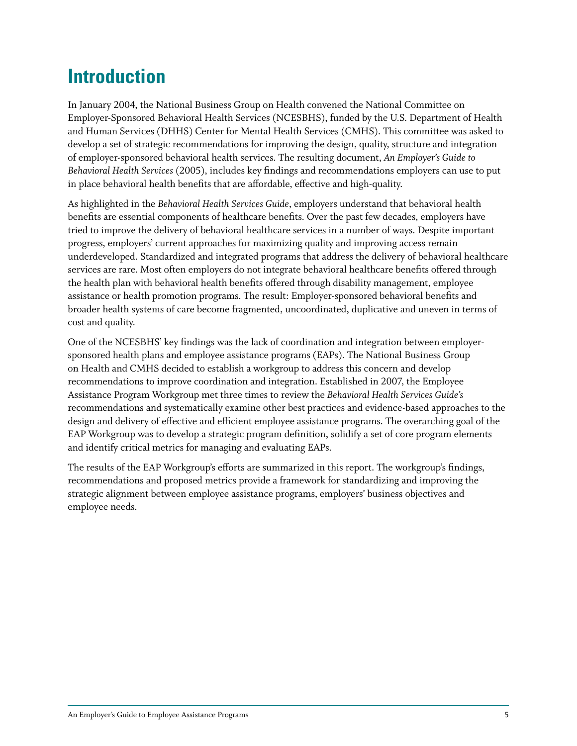# Introduction

In January 2004, the National Business Group on Health convened the National Committee on Employer-Sponsored Behavioral Health Services (NCESBHS), funded by the U.S. Department of Health and Human Services (DHHS) Center for Mental Health Services (CMHS). This committee was asked to develop a set of strategic recommendations for improving the design, quality, structure and integration of employer-sponsored behavioral health services. The resulting document, *An Employer's Guide to Behavioral Health Services* (2005), includes key findings and recommendations employers can use to put in place behavioral health benefits that are affordable, effective and high-quality.

As highlighted in the *Behavioral Health Services Guide*, employers understand that behavioral health benefits are essential components of healthcare benefits. Over the past few decades, employers have tried to improve the delivery of behavioral healthcare services in a number of ways. Despite important progress, employers' current approaches for maximizing quality and improving access remain underdeveloped. Standardized and integrated programs that address the delivery of behavioral healthcare services are rare. Most often employers do not integrate behavioral healthcare benefits offered through the health plan with behavioral health benefits offered through disability management, employee assistance or health promotion programs. The result: Employer-sponsored behavioral benefits and broader health systems of care become fragmented, uncoordinated, duplicative and uneven in terms of cost and quality.

One of the NCESBHS' key findings was the lack of coordination and integration between employer-sponsored health plans and employee assistance programs (EAPs). The National Business Group on Health and CMHS decided to establish a workgroup to address this concern and develop recommendations to improve coordination and integration. Established in 2007, the Employee Assistance Program Workgroup met three times to review the *Behavioral Health Services Guide's* recommendations and systematically examine other best practices and evidence-based approaches to the design and delivery of effective and efficient employee assistance programs. The overarching goal of the EAP Workgroup was to develop a strategic program definition, solidify a set of core program elements and identify critical metrics for managing and evaluating EAPs.

The results of the EAP Workgroup's efforts are summarized in this report. The workgroup's findings, recommendations and proposed metrics provide a framework for standardizing and improving the strategic alignment between employee assistance programs, employers' business objectives and employee needs.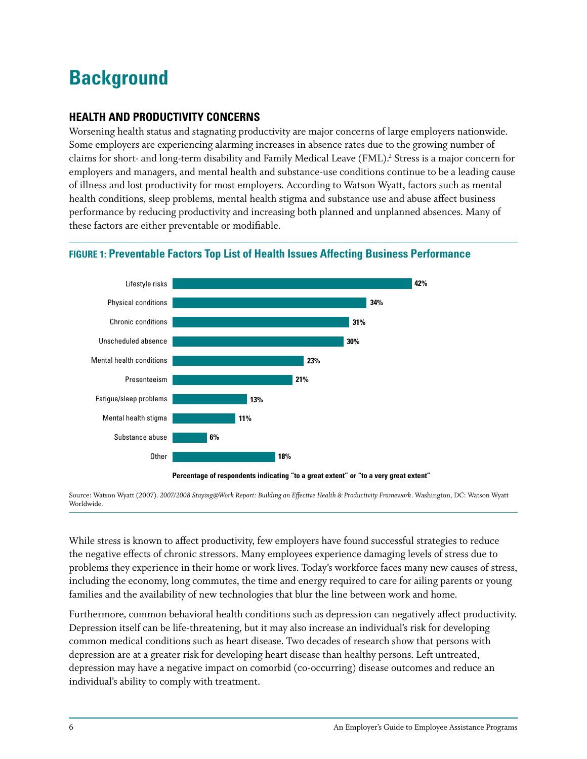# Background

## HEALTH AND PRODUCTIVITY CONCERNS

Worsening health status and stagnating productivity are major concerns of large employers nationwide. Some employers are experiencing alarming increases in absence rates due to the growing number of claims for short- and long-term disability and Family Medical Leave (FML).[2] Stress is a major concern for employers and managers, and mental health and substance-use conditions continue to be a leading cause of illness and lost productivity for most employers. According to Watson Wyatt, factors such as mental health conditions, sleep problems, mental health stigma and substance use and abuse affect business performance by reducing productivity and increasing both planned and unplanned absences. Many of these factors are either preventable or modifiable.

**FIGURE 1: Preventable Factors Top List of Health Issues Affecting Business Performance**

| Factor | Percentage of respondents indicating "to a great extent" or "to a very great extent" |
|---|---|
| Lifestyle risks | 42% |
| Physical conditions | 34% |
| Chronic conditions | 31% |
| Unscheduled absence | 30% |
| Mental health conditions | 23% |
| Presenteeism | 21% |
| Fatigue/sleep problems | 13% |
| Mental health stigma | 11% |
| Substance abuse | 6% |
| Other | 18% |

Source: Watson Wyatt (2007). *2007/2008 Staying@Work Report: Building an Effective Health & Productivity Framework*. Washington, DC: Watson Wyatt Worldwide.

While stress is known to affect productivity, few employers have found successful strategies to reduce the negative effects of chronic stressors. Many employees experience damaging levels of stress due to problems they experience in their home or work lives. Today's workforce faces many new causes of stress, including the economy, long commutes, the time and energy required to care for ailing parents or young families and the availability of new technologies that blur the line between work and home.

Furthermore, common behavioral health conditions such as depression can negatively affect productivity. Depression itself can be life-threatening, but it may also increase an individual's risk for developing common medical conditions such as heart disease. Two decades of research show that persons with depression are at a greater risk for developing heart disease than healthy persons. Left untreated, depression may have a negative impact on comorbid (co-occurring) disease outcomes and reduce an individual's ability to comply with treatment.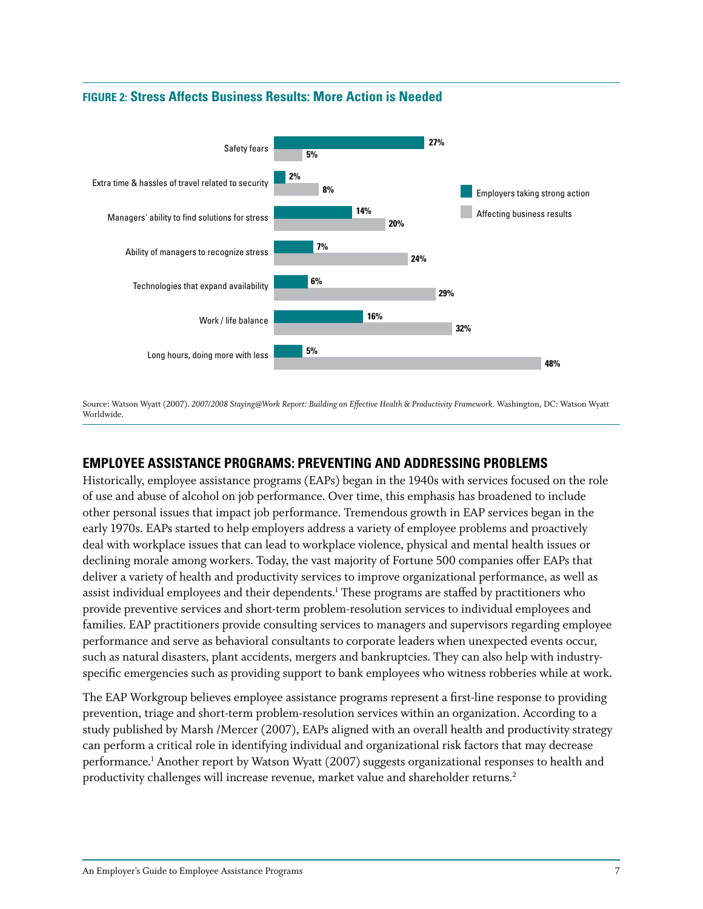**FIGURE 2: Stress Affects Business Results: More Action is Needed**

| | Employers taking strong action | Affecting business results |
|---|---|---|
| Safety fears | 27% | 5% |
| Extra time & hassles of travel related to security | 2% | 8% |
| Managers' ability to find solutions for stress | 14% | 20% |
| Ability of managers to recognize stress | 7% | 24% |
| Technologies that expand availability | 6% | 29% |
| Work / life balance | 16% | 32% |
| Long hours, doing more with less | 5% | 48% |

Source: Watson Wyatt (2007). *2007/2008 Staying@Work Report: Building an Effective Health & Productivity Framework*. Washington, DC: Watson Wyatt Worldwide.

## EMPLOYEE ASSISTANCE PROGRAMS: PREVENTING AND ADDRESSING PROBLEMS

Historically, employee assistance programs (EAPs) began in the 1940s with services focused on the role of use and abuse of alcohol on job performance. Over time, this emphasis has broadened to include other personal issues that impact job performance. Tremendous growth in EAP services began in the early 1970s. EAPs started to help employers address a variety of employee problems and proactively deal with workplace issues that can lead to workplace violence, physical and mental health issues or declining morale among workers. Today, the vast majority of Fortune 500 companies offer EAPs that deliver a variety of health and productivity services to improve organizational performance, as well as assist individual employees and their dependents.[1] These programs are staffed by practitioners who provide preventive services and short-term problem-resolution services to individual employees and families. EAP practitioners provide consulting services to managers and supervisors regarding employee performance and serve as behavioral consultants to corporate leaders when unexpected events occur, such as natural disasters, plant accidents, mergers and bankruptcies. They can also help with industry-specific emergencies such as providing support to bank employees who witness robberies while at work.

The EAP Workgroup believes employee assistance programs represent a first-line response to providing prevention, triage and short-term problem-resolution services within an organization. According to a study published by Marsh /Mercer (2007), EAPs aligned with an overall health and productivity strategy can perform a critical role in identifying individual and organizational risk factors that may decrease performance.[1] Another report by Watson Wyatt (2007) suggests organizational responses to health and productivity challenges will increase revenue, market value and shareholder returns.[2]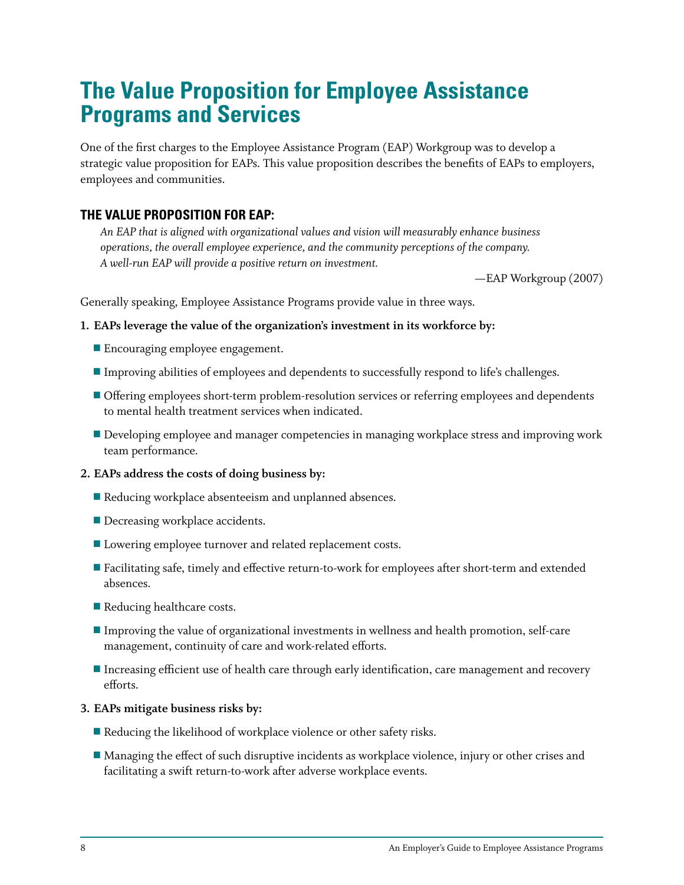# The Value Proposition for Employee Assistance Programs and Services

One of the first charges to the Employee Assistance Program (EAP) Workgroup was to develop a strategic value proposition for EAPs. This value proposition describes the benefits of EAPs to employers, employees and communities.

## THE VALUE PROPOSITION FOR EAP:

*An EAP that is aligned with organizational values and vision will measurably enhance business operations, the overall employee experience, and the community perceptions of the company. A well-run EAP will provide a positive return on investment.*

—EAP Workgroup (2007)

Generally speaking, Employee Assistance Programs provide value in three ways.

**1. EAPs leverage the value of the organization's investment in its workforce by:**

- Encouraging employee engagement.
- Improving abilities of employees and dependents to successfully respond to life's challenges.
- Offering employees short-term problem-resolution services or referring employees and dependents to mental health treatment services when indicated.
- Developing employee and manager competencies in managing workplace stress and improving work team performance.

**2. EAPs address the costs of doing business by:**

- Reducing workplace absenteeism and unplanned absences.
- Decreasing workplace accidents.
- Lowering employee turnover and related replacement costs.
- Facilitating safe, timely and effective return-to-work for employees after short-term and extended absences.
- Reducing healthcare costs.
- Improving the value of organizational investments in wellness and health promotion, self-care management, continuity of care and work-related efforts.
- Increasing efficient use of health care through early identification, care management and recovery efforts.

**3. EAPs mitigate business risks by:**

- Reducing the likelihood of workplace violence or other safety risks.
- Managing the effect of such disruptive incidents as workplace violence, injury or other crises and facilitating a swift return-to-work after adverse workplace events.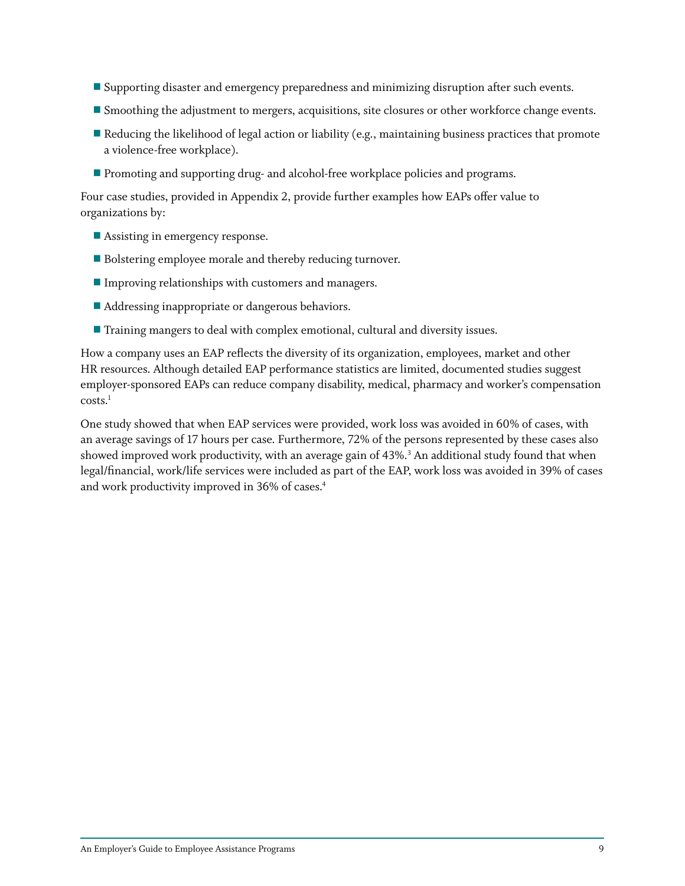- Supporting disaster and emergency preparedness and minimizing disruption after such events.
- Smoothing the adjustment to mergers, acquisitions, site closures or other workforce change events.
- Reducing the likelihood of legal action or liability (e.g., maintaining business practices that promote a violence-free workplace).
- Promoting and supporting drug- and alcohol-free workplace policies and programs.

Four case studies, provided in Appendix 2, provide further examples how EAPs offer value to organizations by:

- Assisting in emergency response.
- Bolstering employee morale and thereby reducing turnover.
- Improving relationships with customers and managers.
- Addressing inappropriate or dangerous behaviors.
- Training mangers to deal with complex emotional, cultural and diversity issues.

How a company uses an EAP reflects the diversity of its organization, employees, market and other HR resources. Although detailed EAP performance statistics are limited, documented studies suggest employer-sponsored EAPs can reduce company disability, medical, pharmacy and worker's compensation costs.[1]

One study showed that when EAP services were provided, work loss was avoided in 60% of cases, with an average savings of 17 hours per case. Furthermore, 72% of the persons represented by these cases also showed improved work productivity, with an average gain of 43%.[3] An additional study found that when legal/financial, work/life services were included as part of the EAP, work loss was avoided in 39% of cases and work productivity improved in 36% of cases.[4]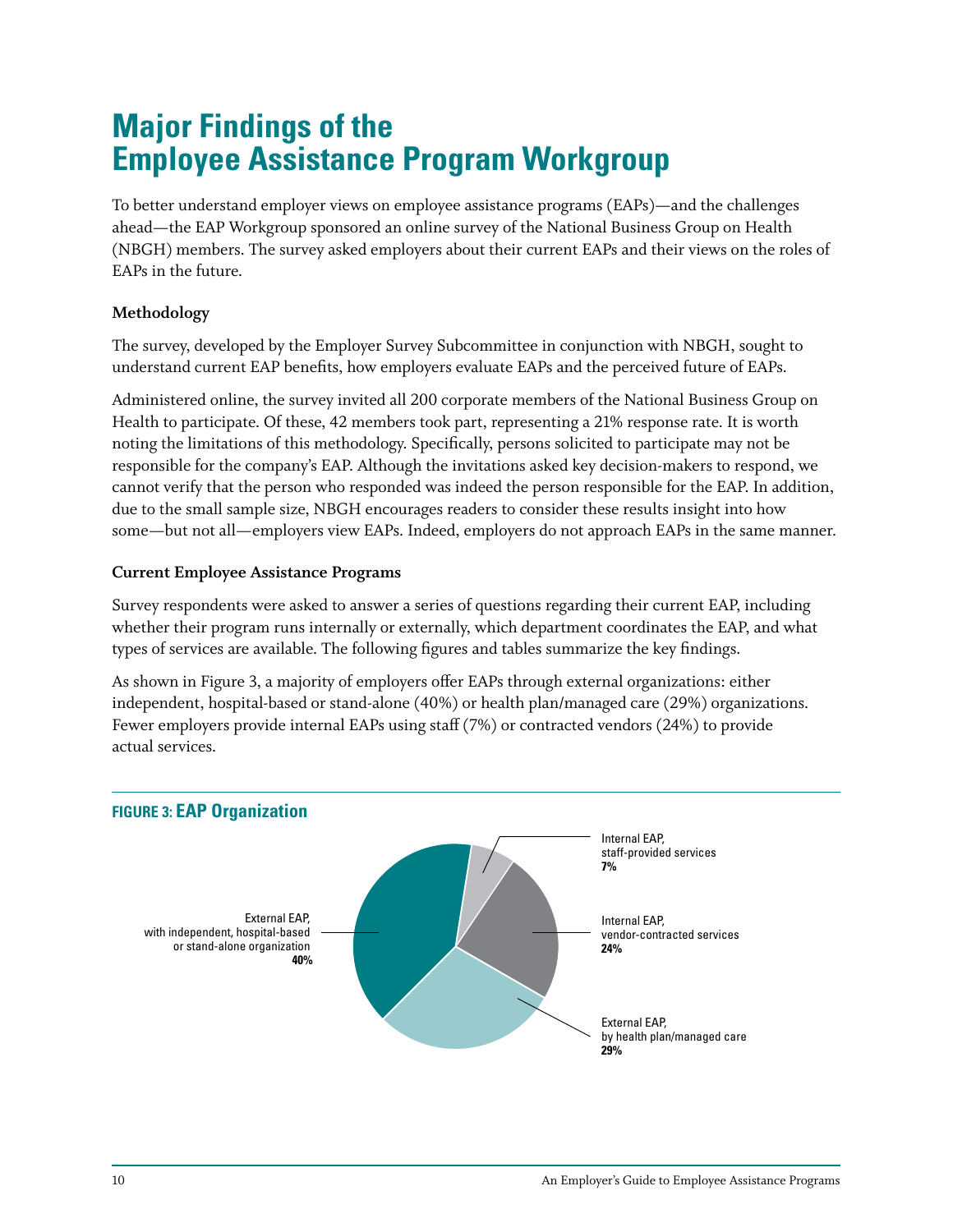# Major Findings of the Employee Assistance Program Workgroup

To better understand employer views on employee assistance programs (EAPs)—and the challenges ahead—the EAP Workgroup sponsored an online survey of the National Business Group on Health (NBGH) members. The survey asked employers about their current EAPs and their views on the roles of EAPs in the future.

**Methodology**

The survey, developed by the Employer Survey Subcommittee in conjunction with NBGH, sought to understand current EAP benefits, how employers evaluate EAPs and the perceived future of EAPs.

Administered online, the survey invited all 200 corporate members of the National Business Group on Health to participate. Of these, 42 members took part, representing a 21% response rate. It is worth noting the limitations of this methodology. Specifically, persons solicited to participate may not be responsible for the company's EAP. Although the invitations asked key decision-makers to respond, we cannot verify that the person who responded was indeed the person responsible for the EAP. In addition, due to the small sample size, NBGH encourages readers to consider these results insight into how some—but not all—employers view EAPs. Indeed, employers do not approach EAPs in the same manner.

**Current Employee Assistance Programs**

Survey respondents were asked to answer a series of questions regarding their current EAP, including whether their program runs internally or externally, which department coordinates the EAP, and what types of services are available. The following figures and tables summarize the key findings.

As shown in Figure 3, a majority of employers offer EAPs through external organizations: either independent, hospital-based or stand-alone (40%) or health plan/managed care (29%) organizations. Fewer employers provide internal EAPs using staff (7%) or contracted vendors (24%) to provide actual services.

**FIGURE 3: EAP Organization**

| EAP Organization | Percent |
|---|---|
| External EAP, with independent, hospital-based or stand-alone organization | 40% |
| External EAP, by health plan/managed care | 29% |
| Internal EAP, vendor-contracted services | 24% |
| Internal EAP, staff-provided services | 7% |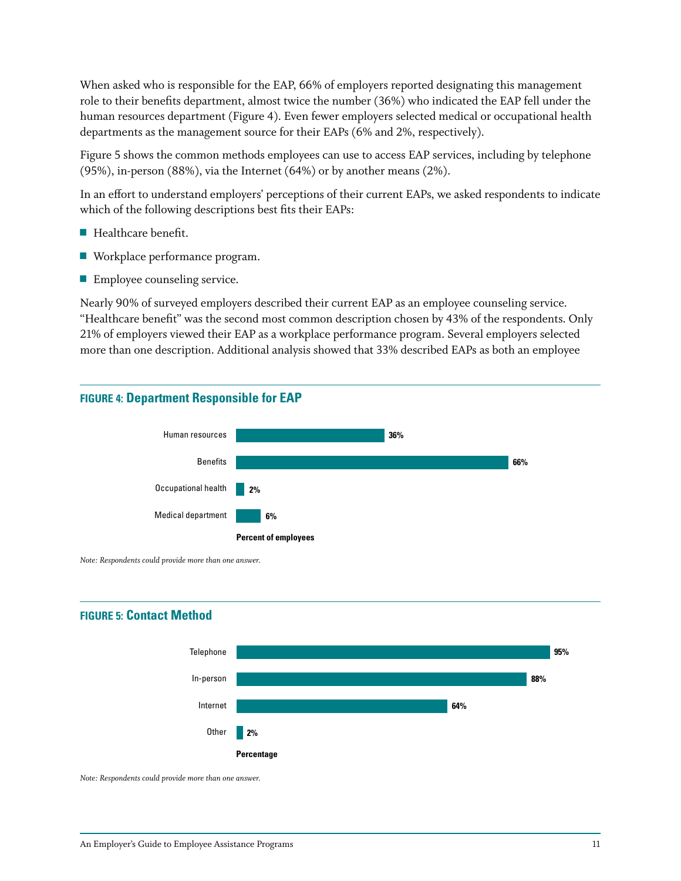When asked who is responsible for the EAP, 66% of employers reported designating this management role to their benefits department, almost twice the number (36%) who indicated the EAP fell under the human resources department (Figure 4). Even fewer employers selected medical or occupational health departments as the management source for their EAPs (6% and 2%, respectively).

Figure 5 shows the common methods employees can use to access EAP services, including by telephone (95%), in-person (88%), via the Internet (64%) or by another means (2%).

In an effort to understand employers' perceptions of their current EAPs, we asked respondents to indicate which of the following descriptions best fits their EAPs:

- Healthcare benefit.
- Workplace performance program.
- Employee counseling service.

Nearly 90% of surveyed employers described their current EAP as an employee counseling service. "Healthcare benefit" was the second most common description chosen by 43% of the respondents. Only 21% of employers viewed their EAP as a workplace performance program. Several employers selected more than one description. Additional analysis showed that 33% described EAPs as both an employee

#### FIGURE 4: Department Responsible for EAP

| Department | Percent of employees |
|---|---|
| Human resources | 36% |
| Benefits | 66% |
| Occupational health | 2% |
| Medical department | 6% |

*Note: Respondents could provide more than one answer.*

#### FIGURE 5: Contact Method

| Method | Percentage |
|---|---|
| Telephone | 95% |
| In-person | 88% |
| Internet | 64% |
| Other | 2% |

*Note: Respondents could provide more than one answer.*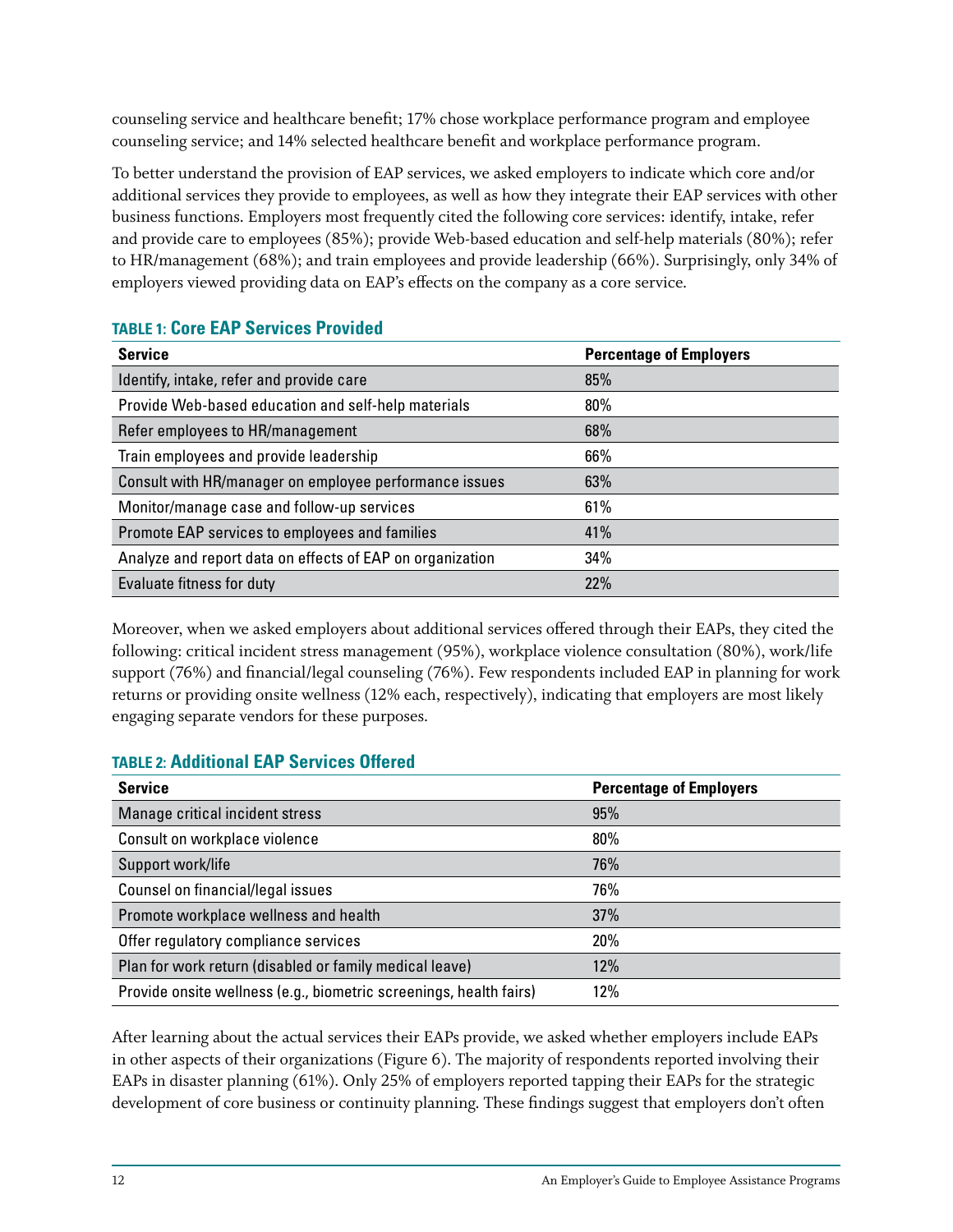counseling service and healthcare benefit; 17% chose workplace performance program and employee counseling service; and 14% selected healthcare benefit and workplace performance program.

To better understand the provision of EAP services, we asked employers to indicate which core and/or additional services they provide to employees, as well as how they integrate their EAP services with other business functions. Employers most frequently cited the following core services: identify, intake, refer and provide care to employees (85%); provide Web-based education and self-help materials (80%); refer to HR/management (68%); and train employees and provide leadership (66%). Surprisingly, only 34% of employers viewed providing data on EAP's effects on the company as a core service.

### TABLE 1: Core EAP Services Provided

| Service | Percentage of Employers |
|---|---|
| Identify, intake, refer and provide care | 85% |
| Provide Web-based education and self-help materials | 80% |
| Refer employees to HR/management | 68% |
| Train employees and provide leadership | 66% |
| Consult with HR/manager on employee performance issues | 63% |
| Monitor/manage case and follow-up services | 61% |
| Promote EAP services to employees and families | 41% |
| Analyze and report data on effects of EAP on organization | 34% |
| Evaluate fitness for duty | 22% |

Moreover, when we asked employers about additional services offered through their EAPs, they cited the following: critical incident stress management (95%), workplace violence consultation (80%), work/life support (76%) and financial/legal counseling (76%). Few respondents included EAP in planning for work returns or providing onsite wellness (12% each, respectively), indicating that employers are most likely engaging separate vendors for these purposes.

### TABLE 2: Additional EAP Services Offered

| Service | Percentage of Employers |
|---|---|
| Manage critical incident stress | 95% |
| Consult on workplace violence | 80% |
| Support work/life | 76% |
| Counsel on financial/legal issues | 76% |
| Promote workplace wellness and health | 37% |
| Offer regulatory compliance services | 20% |
| Plan for work return (disabled or family medical leave) | 12% |
| Provide onsite wellness (e.g., biometric screenings, health fairs) | 12% |

After learning about the actual services their EAPs provide, we asked whether employers include EAPs in other aspects of their organizations (Figure 6). The majority of respondents reported involving their EAPs in disaster planning (61%). Only 25% of employers reported tapping their EAPs for the strategic development of core business or continuity planning. These findings suggest that employers don't often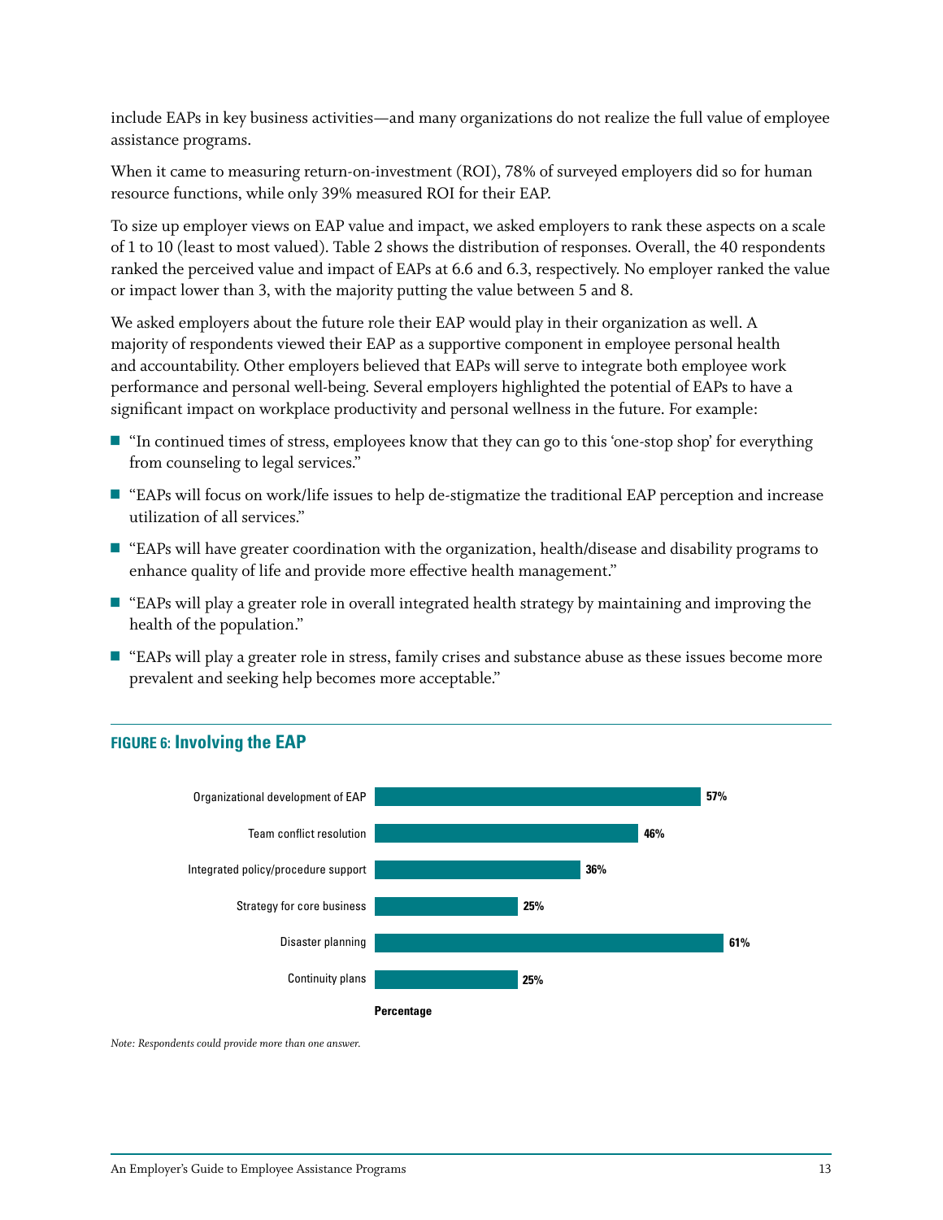include EAPs in key business activities—and many organizations do not realize the full value of employee assistance programs.

When it came to measuring return-on-investment (ROI), 78% of surveyed employers did so for human resource functions, while only 39% measured ROI for their EAP.

To size up employer views on EAP value and impact, we asked employers to rank these aspects on a scale of 1 to 10 (least to most valued). Table 2 shows the distribution of responses. Overall, the 40 respondents ranked the perceived value and impact of EAPs at 6.6 and 6.3, respectively. No employer ranked the value or impact lower than 3, with the majority putting the value between 5 and 8.

We asked employers about the future role their EAP would play in their organization as well. A majority of respondents viewed their EAP as a supportive component in employee personal health and accountability. Other employers believed that EAPs will serve to integrate both employee work performance and personal well-being. Several employers highlighted the potential of EAPs to have a significant impact on workplace productivity and personal wellness in the future. For example:

- "In continued times of stress, employees know that they can go to this 'one-stop shop' for everything from counseling to legal services."
- "EAPs will focus on work/life issues to help de-stigmatize the traditional EAP perception and increase utilization of all services."
- "EAPs will have greater coordination with the organization, health/disease and disability programs to enhance quality of life and provide more effective health management."
- "EAPs will play a greater role in overall integrated health strategy by maintaining and improving the health of the population."
- "EAPs will play a greater role in stress, family crises and substance abuse as these issues become more prevalent and seeking help becomes more acceptable."

**FIGURE 6: Involving the EAP**

| | Percentage |
|---|---|
| Organizational development of EAP | 57% |
| Team conflict resolution | 46% |
| Integrated policy/procedure support | 36% |
| Strategy for core business | 25% |
| Disaster planning | 61% |
| Continuity plans | 25% |

*Note: Respondents could provide more than one answer.*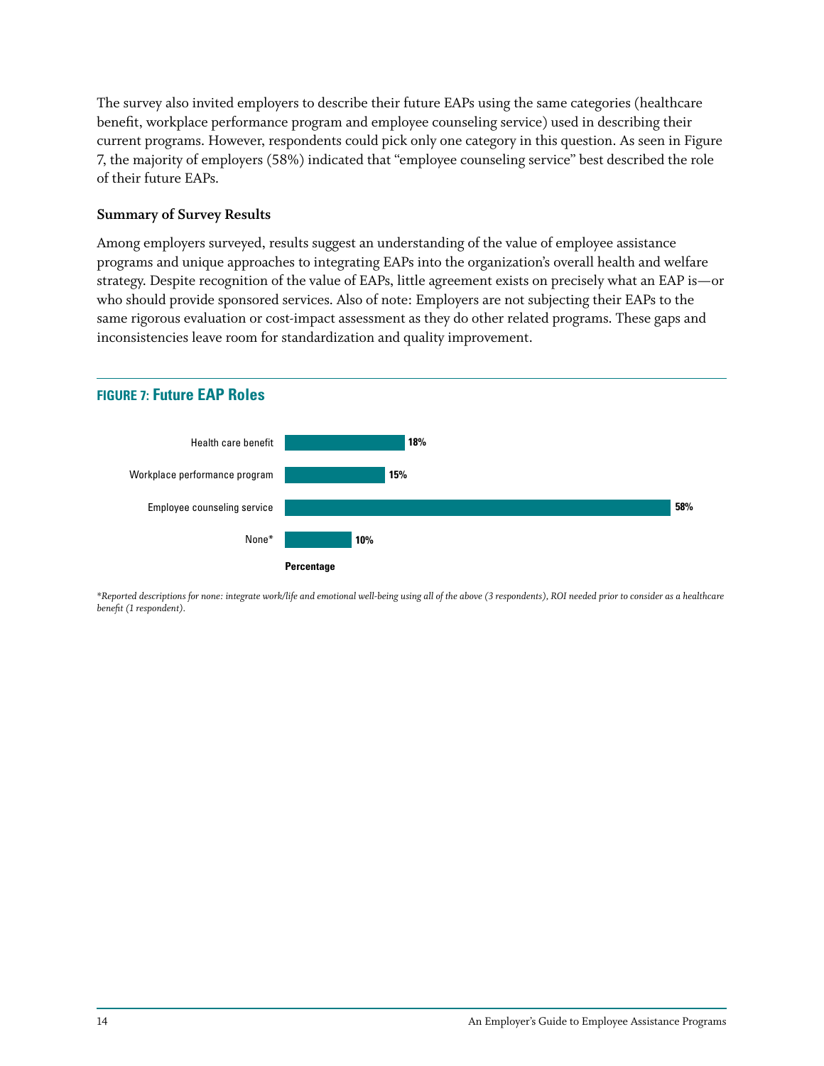The survey also invited employers to describe their future EAPs using the same categories (healthcare benefit, workplace performance program and employee counseling service) used in describing their current programs. However, respondents could pick only one category in this question. As seen in Figure 7, the majority of employers (58%) indicated that "employee counseling service" best described the role of their future EAPs.

**Summary of Survey Results**

Among employers surveyed, results suggest an understanding of the value of employee assistance programs and unique approaches to integrating EAPs into the organization's overall health and welfare strategy. Despite recognition of the value of EAPs, little agreement exists on precisely what an EAP is—or who should provide sponsored services. Also of note: Employers are not subjecting their EAPs to the same rigorous evaluation or cost-impact assessment as they do other related programs. These gaps and inconsistencies leave room for standardization and quality improvement.

**FIGURE 7: Future EAP Roles**

| | Percentage |
|---|---|
| Health care benefit | 18% |
| Workplace performance program | 15% |
| Employee counseling service | 58% |
| None* | 10% |

*\*Reported descriptions for none: integrate work/life and emotional well-being using all of the above (3 respondents), ROI needed prior to consider as a healthcare benefit (1 respondent).*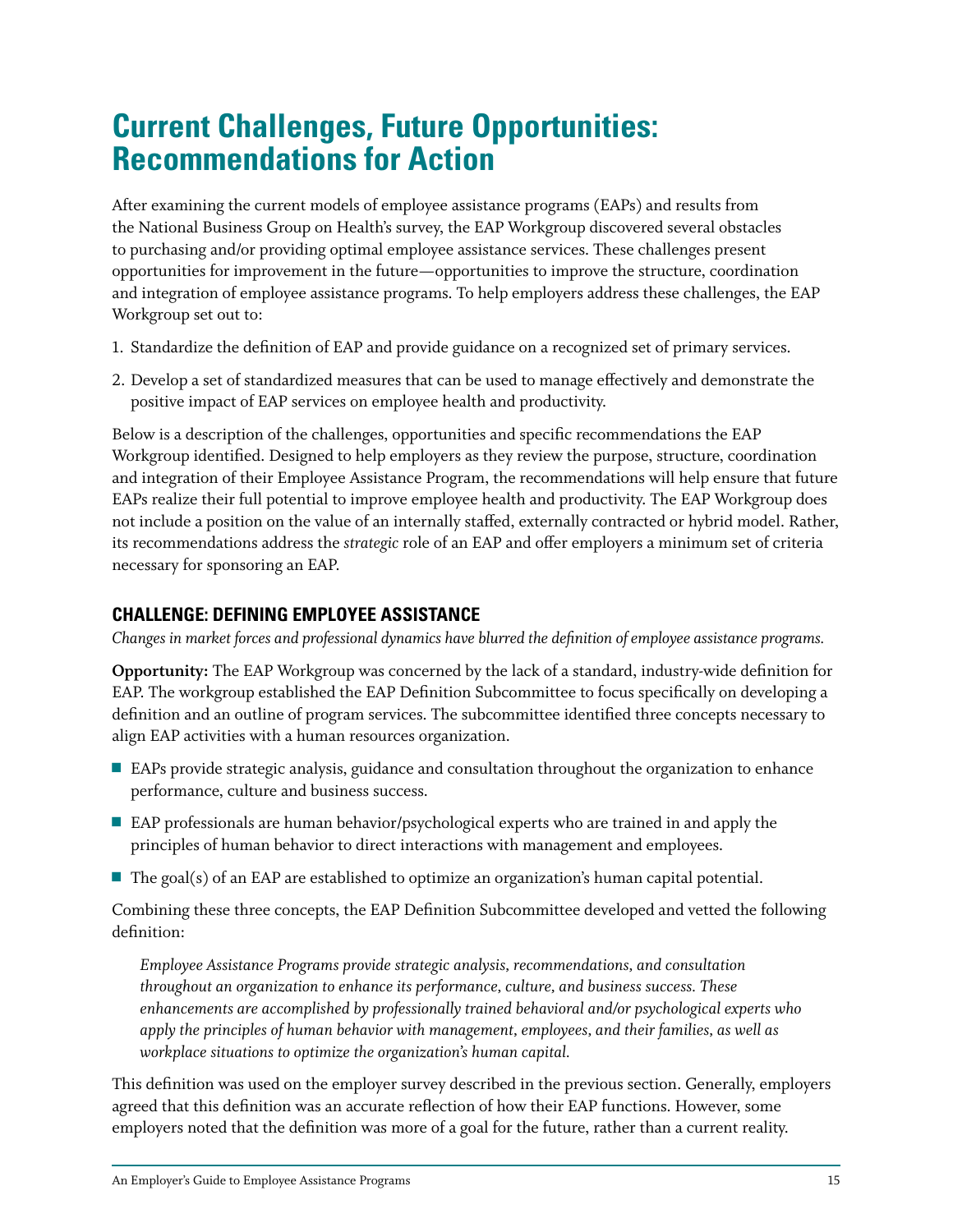# Current Challenges, Future Opportunities: Recommendations for Action

After examining the current models of employee assistance programs (EAPs) and results from the National Business Group on Health's survey, the EAP Workgroup discovered several obstacles to purchasing and/or providing optimal employee assistance services. These challenges present opportunities for improvement in the future—opportunities to improve the structure, coordination and integration of employee assistance programs. To help employers address these challenges, the EAP Workgroup set out to:

1. Standardize the definition of EAP and provide guidance on a recognized set of primary services.
2. Develop a set of standardized measures that can be used to manage effectively and demonstrate the positive impact of EAP services on employee health and productivity.

Below is a description of the challenges, opportunities and specific recommendations the EAP Workgroup identified. Designed to help employers as they review the purpose, structure, coordination and integration of their Employee Assistance Program, the recommendations will help ensure that future EAPs realize their full potential to improve employee health and productivity. The EAP Workgroup does not include a position on the value of an internally staffed, externally contracted or hybrid model. Rather, its recommendations address the *strategic* role of an EAP and offer employers a minimum set of criteria necessary for sponsoring an EAP.

## CHALLENGE: DEFINING EMPLOYEE ASSISTANCE

*Changes in market forces and professional dynamics have blurred the definition of employee assistance programs.*

**Opportunity:** The EAP Workgroup was concerned by the lack of a standard, industry-wide definition for EAP. The workgroup established the EAP Definition Subcommittee to focus specifically on developing a definition and an outline of program services. The subcommittee identified three concepts necessary to align EAP activities with a human resources organization.

- EAPs provide strategic analysis, guidance and consultation throughout the organization to enhance performance, culture and business success.
- EAP professionals are human behavior/psychological experts who are trained in and apply the principles of human behavior to direct interactions with management and employees.
- The goal(s) of an EAP are established to optimize an organization's human capital potential.

Combining these three concepts, the EAP Definition Subcommittee developed and vetted the following definition:

> *Employee Assistance Programs provide strategic analysis, recommendations, and consultation throughout an organization to enhance its performance, culture, and business success. These enhancements are accomplished by professionally trained behavioral and/or psychological experts who apply the principles of human behavior with management, employees, and their families, as well as workplace situations to optimize the organization's human capital.*

This definition was used on the employer survey described in the previous section. Generally, employers agreed that this definition was an accurate reflection of how their EAP functions. However, some employers noted that the definition was more of a goal for the future, rather than a current reality.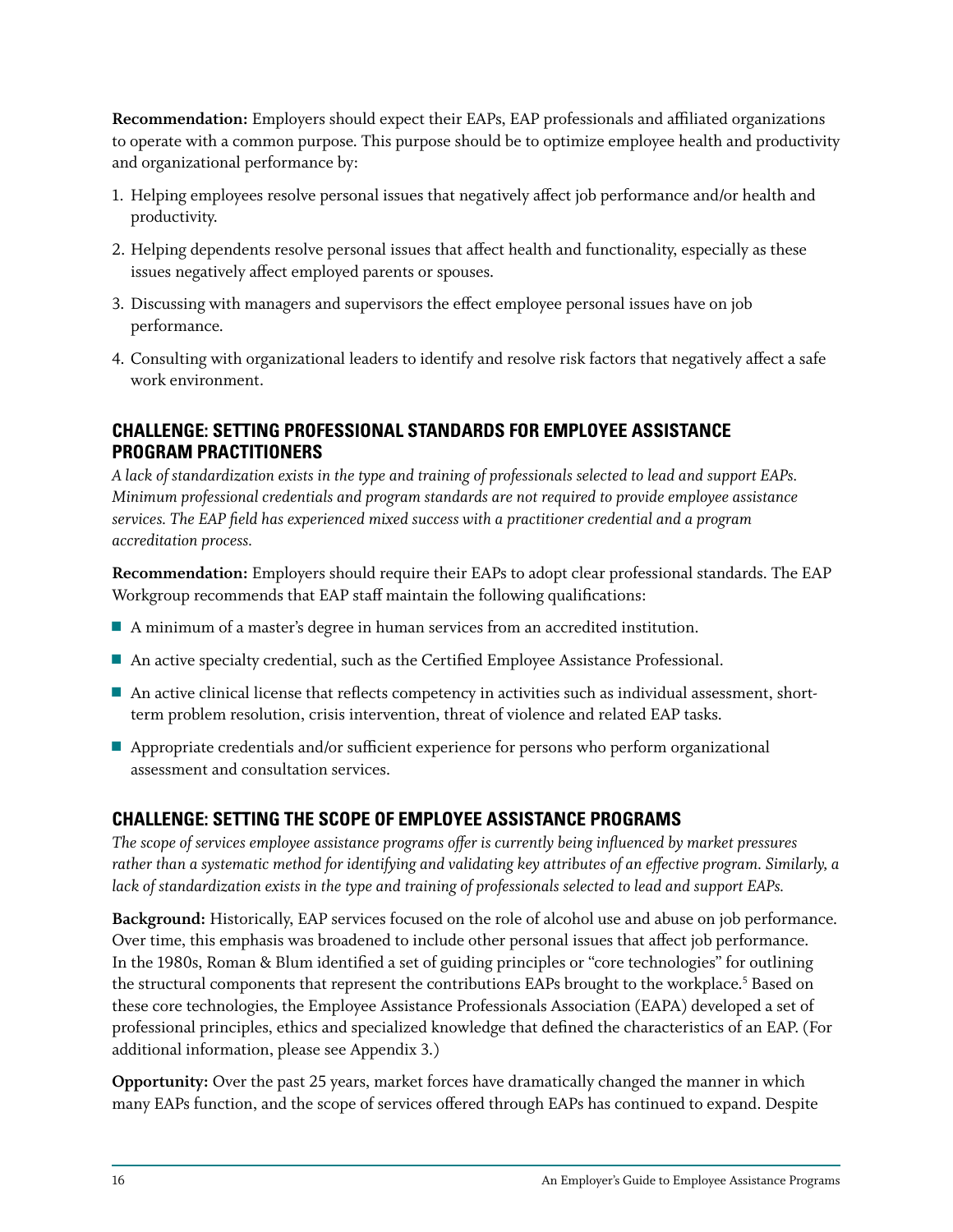**Recommendation:** Employers should expect their EAPs, EAP professionals and affiliated organizations to operate with a common purpose. This purpose should be to optimize employee health and productivity and organizational performance by:

1. Helping employees resolve personal issues that negatively affect job performance and/or health and productivity.
2. Helping dependents resolve personal issues that affect health and functionality, especially as these issues negatively affect employed parents or spouses.
3. Discussing with managers and supervisors the effect employee personal issues have on job performance.
4. Consulting with organizational leaders to identify and resolve risk factors that negatively affect a safe work environment.

### CHALLENGE: SETTING PROFESSIONAL STANDARDS FOR EMPLOYEE ASSISTANCE PROGRAM PRACTITIONERS

*A lack of standardization exists in the type and training of professionals selected to lead and support EAPs. Minimum professional credentials and program standards are not required to provide employee assistance services. The EAP field has experienced mixed success with a practitioner credential and a program accreditation process.*

**Recommendation:** Employers should require their EAPs to adopt clear professional standards. The EAP Workgroup recommends that EAP staff maintain the following qualifications:

- A minimum of a master's degree in human services from an accredited institution.
- An active specialty credential, such as the Certified Employee Assistance Professional.
- An active clinical license that reflects competency in activities such as individual assessment, short-term problem resolution, crisis intervention, threat of violence and related EAP tasks.
- Appropriate credentials and/or sufficient experience for persons who perform organizational assessment and consultation services.

### CHALLENGE: SETTING THE SCOPE OF EMPLOYEE ASSISTANCE PROGRAMS

*The scope of services employee assistance programs offer is currently being influenced by market pressures rather than a systematic method for identifying and validating key attributes of an effective program. Similarly, a lack of standardization exists in the type and training of professionals selected to lead and support EAPs.*

**Background:** Historically, EAP services focused on the role of alcohol use and abuse on job performance. Over time, this emphasis was broadened to include other personal issues that affect job performance. In the 1980s, Roman & Blum identified a set of guiding principles or "core technologies" for outlining the structural components that represent the contributions EAPs brought to the workplace.[5] Based on these core technologies, the Employee Assistance Professionals Association (EAPA) developed a set of professional principles, ethics and specialized knowledge that defined the characteristics of an EAP. (For additional information, please see Appendix 3.)

**Opportunity:** Over the past 25 years, market forces have dramatically changed the manner in which many EAPs function, and the scope of services offered through EAPs has continued to expand. Despite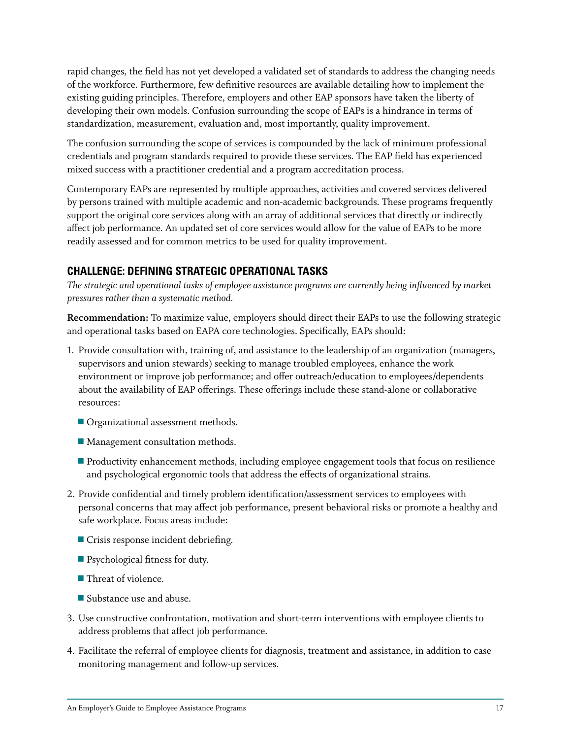rapid changes, the field has not yet developed a validated set of standards to address the changing needs of the workforce. Furthermore, few definitive resources are available detailing how to implement the existing guiding principles. Therefore, employers and other EAP sponsors have taken the liberty of developing their own models. Confusion surrounding the scope of EAPs is a hindrance in terms of standardization, measurement, evaluation and, most importantly, quality improvement.

The confusion surrounding the scope of services is compounded by the lack of minimum professional credentials and program standards required to provide these services. The EAP field has experienced mixed success with a practitioner credential and a program accreditation process.

Contemporary EAPs are represented by multiple approaches, activities and covered services delivered by persons trained with multiple academic and non-academic backgrounds. These programs frequently support the original core services along with an array of additional services that directly or indirectly affect job performance. An updated set of core services would allow for the value of EAPs to be more readily assessed and for common metrics to be used for quality improvement.

## CHALLENGE: DEFINING STRATEGIC OPERATIONAL TASKS

*The strategic and operational tasks of employee assistance programs are currently being influenced by market pressures rather than a systematic method.*

**Recommendation:** To maximize value, employers should direct their EAPs to use the following strategic and operational tasks based on EAPA core technologies. Specifically, EAPs should:

1. Provide consultation with, training of, and assistance to the leadership of an organization (managers, supervisors and union stewards) seeking to manage troubled employees, enhance the work environment or improve job performance; and offer outreach/education to employees/dependents about the availability of EAP offerings. These offerings include these stand-alone or collaborative resources:
   - Organizational assessment methods.
   - Management consultation methods.
   - Productivity enhancement methods, including employee engagement tools that focus on resilience and psychological ergonomic tools that address the effects of organizational strains.
2. Provide confidential and timely problem identification/assessment services to employees with personal concerns that may affect job performance, present behavioral risks or promote a healthy and safe workplace. Focus areas include:
   - Crisis response incident debriefing.
   - Psychological fitness for duty.
   - Threat of violence.
   - Substance use and abuse.
3. Use constructive confrontation, motivation and short-term interventions with employee clients to address problems that affect job performance.
4. Facilitate the referral of employee clients for diagnosis, treatment and assistance, in addition to case monitoring management and follow-up services.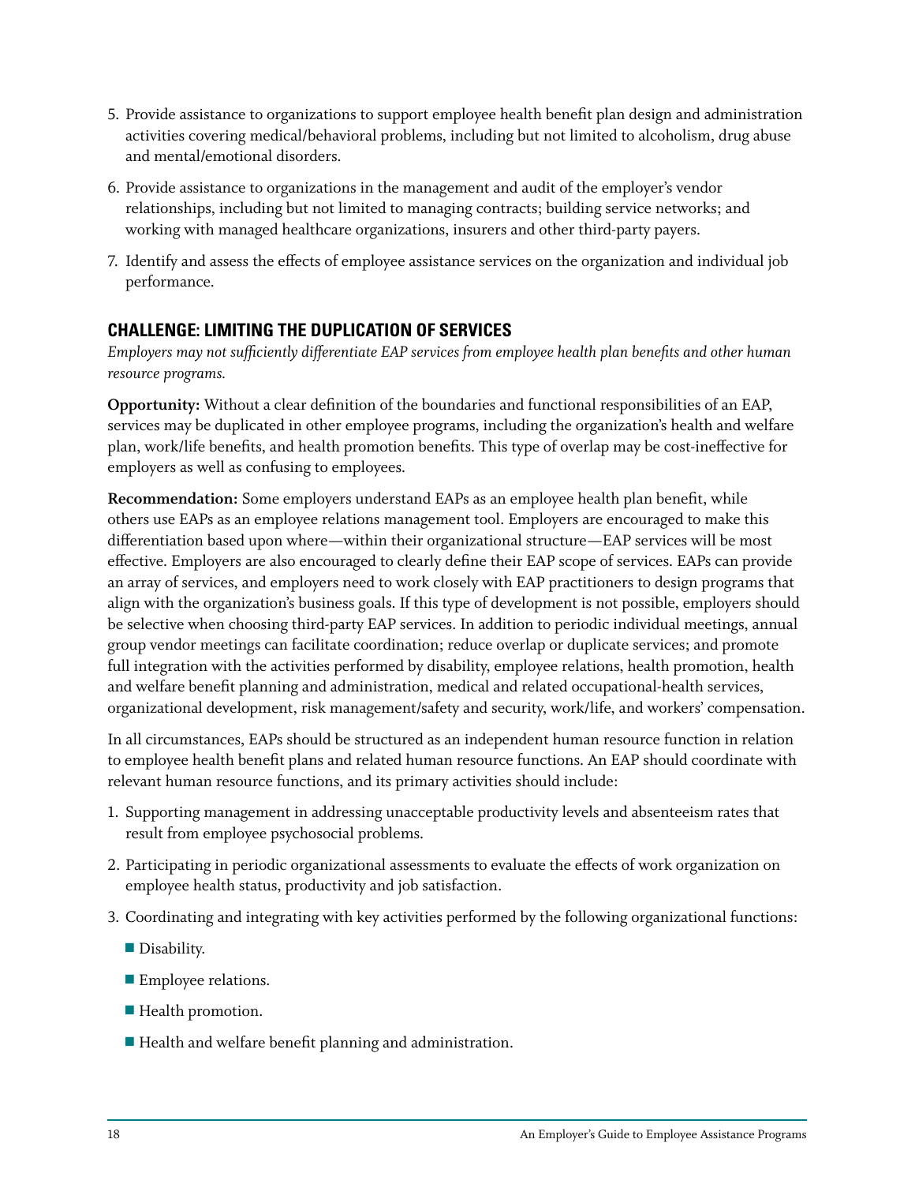5. Provide assistance to organizations to support employee health benefit plan design and administration activities covering medical/behavioral problems, including but not limited to alcoholism, drug abuse and mental/emotional disorders.

6. Provide assistance to organizations in the management and audit of the employer's vendor relationships, including but not limited to managing contracts; building service networks; and working with managed healthcare organizations, insurers and other third-party payers.

7. Identify and assess the effects of employee assistance services on the organization and individual job performance.

## CHALLENGE: LIMITING THE DUPLICATION OF SERVICES

*Employers may not sufficiently differentiate EAP services from employee health plan benefits and other human resource programs.*

**Opportunity:** Without a clear definition of the boundaries and functional responsibilities of an EAP, services may be duplicated in other employee programs, including the organization's health and welfare plan, work/life benefits, and health promotion benefits. This type of overlap may be cost-ineffective for employers as well as confusing to employees.

**Recommendation:** Some employers understand EAPs as an employee health plan benefit, while others use EAPs as an employee relations management tool. Employers are encouraged to make this differentiation based upon where—within their organizational structure—EAP services will be most effective. Employers are also encouraged to clearly define their EAP scope of services. EAPs can provide an array of services, and employers need to work closely with EAP practitioners to design programs that align with the organization's business goals. If this type of development is not possible, employers should be selective when choosing third-party EAP services. In addition to periodic individual meetings, annual group vendor meetings can facilitate coordination; reduce overlap or duplicate services; and promote full integration with the activities performed by disability, employee relations, health promotion, health and welfare benefit planning and administration, medical and related occupational-health services, organizational development, risk management/safety and security, work/life, and workers' compensation.

In all circumstances, EAPs should be structured as an independent human resource function in relation to employee health benefit plans and related human resource functions. An EAP should coordinate with relevant human resource functions, and its primary activities should include:

1. Supporting management in addressing unacceptable productivity levels and absenteeism rates that result from employee psychosocial problems.

2. Participating in periodic organizational assessments to evaluate the effects of work organization on employee health status, productivity and job satisfaction.

3. Coordinating and integrating with key activities performed by the following organizational functions:
   - Disability.
   - Employee relations.
   - Health promotion.
   - Health and welfare benefit planning and administration.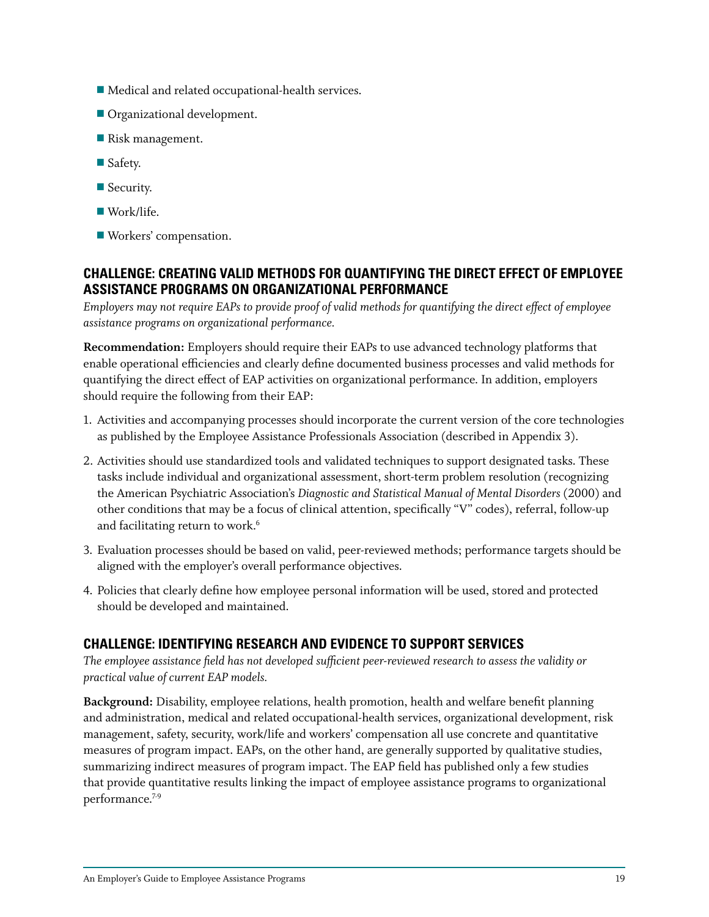- Medical and related occupational-health services.
- Organizational development.
- Risk management.
- Safety.
- Security.
- Work/life.
- Workers' compensation.

## CHALLENGE: CREATING VALID METHODS FOR QUANTIFYING THE DIRECT EFFECT OF EMPLOYEE ASSISTANCE PROGRAMS ON ORGANIZATIONAL PERFORMANCE

*Employers may not require EAPs to provide proof of valid methods for quantifying the direct effect of employee assistance programs on organizational performance.*

**Recommendation:** Employers should require their EAPs to use advanced technology platforms that enable operational efficiencies and clearly define documented business processes and valid methods for quantifying the direct effect of EAP activities on organizational performance. In addition, employers should require the following from their EAP:

1. Activities and accompanying processes should incorporate the current version of the core technologies as published by the Employee Assistance Professionals Association (described in Appendix 3).
2. Activities should use standardized tools and validated techniques to support designated tasks. These tasks include individual and organizational assessment, short-term problem resolution (recognizing the American Psychiatric Association's *Diagnostic and Statistical Manual of Mental Disorders* (2000) and other conditions that may be a focus of clinical attention, specifically "V" codes), referral, follow-up and facilitating return to work.[6]
3. Evaluation processes should be based on valid, peer-reviewed methods; performance targets should be aligned with the employer's overall performance objectives.
4. Policies that clearly define how employee personal information will be used, stored and protected should be developed and maintained.

## CHALLENGE: IDENTIFYING RESEARCH AND EVIDENCE TO SUPPORT SERVICES

*The employee assistance field has not developed sufficient peer-reviewed research to assess the validity or practical value of current EAP models.*

**Background:** Disability, employee relations, health promotion, health and welfare benefit planning and administration, medical and related occupational-health services, organizational development, risk management, safety, security, work/life and workers' compensation all use concrete and quantitative measures of program impact. EAPs, on the other hand, are generally supported by qualitative studies, summarizing indirect measures of program impact. The EAP field has published only a few studies that provide quantitative results linking the impact of employee assistance programs to organizational performance.[7-9]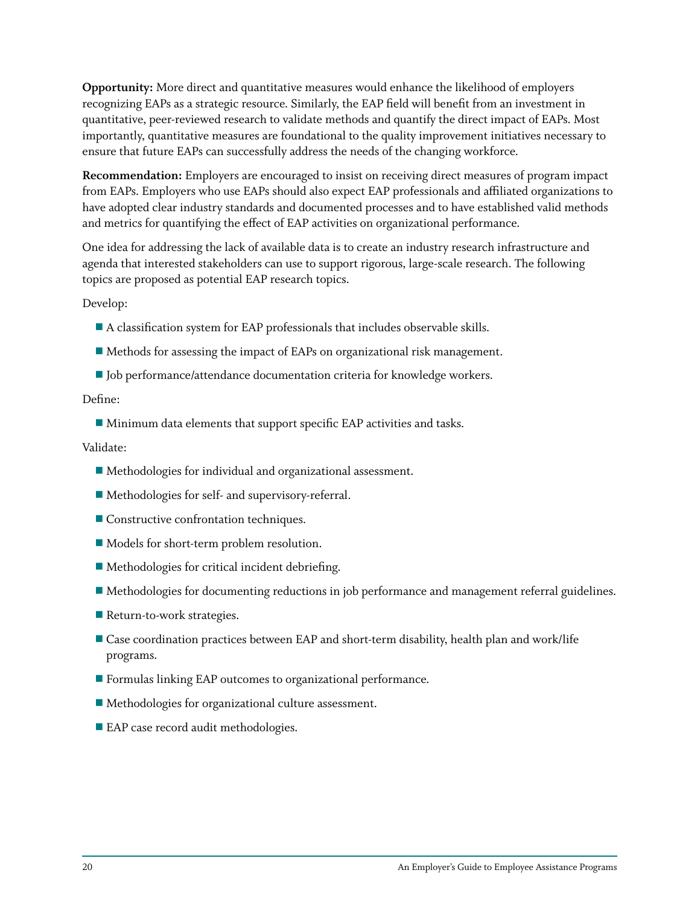**Opportunity:** More direct and quantitative measures would enhance the likelihood of employers recognizing EAPs as a strategic resource. Similarly, the EAP field will benefit from an investment in quantitative, peer-reviewed research to validate methods and quantify the direct impact of EAPs. Most importantly, quantitative measures are foundational to the quality improvement initiatives necessary to ensure that future EAPs can successfully address the needs of the changing workforce.

**Recommendation:** Employers are encouraged to insist on receiving direct measures of program impact from EAPs. Employers who use EAPs should also expect EAP professionals and affiliated organizations to have adopted clear industry standards and documented processes and to have established valid methods and metrics for quantifying the effect of EAP activities on organizational performance.

One idea for addressing the lack of available data is to create an industry research infrastructure and agenda that interested stakeholders can use to support rigorous, large-scale research. The following topics are proposed as potential EAP research topics.

Develop:

- A classification system for EAP professionals that includes observable skills.
- Methods for assessing the impact of EAPs on organizational risk management.
- Job performance/attendance documentation criteria for knowledge workers.

Define:

- Minimum data elements that support specific EAP activities and tasks.

Validate:

- Methodologies for individual and organizational assessment.
- Methodologies for self- and supervisory-referral.
- Constructive confrontation techniques.
- Models for short-term problem resolution.
- Methodologies for critical incident debriefing.
- Methodologies for documenting reductions in job performance and management referral guidelines.
- Return-to-work strategies.
- Case coordination practices between EAP and short-term disability, health plan and work/life programs.
- Formulas linking EAP outcomes to organizational performance.
- Methodologies for organizational culture assessment.
- EAP case record audit methodologies.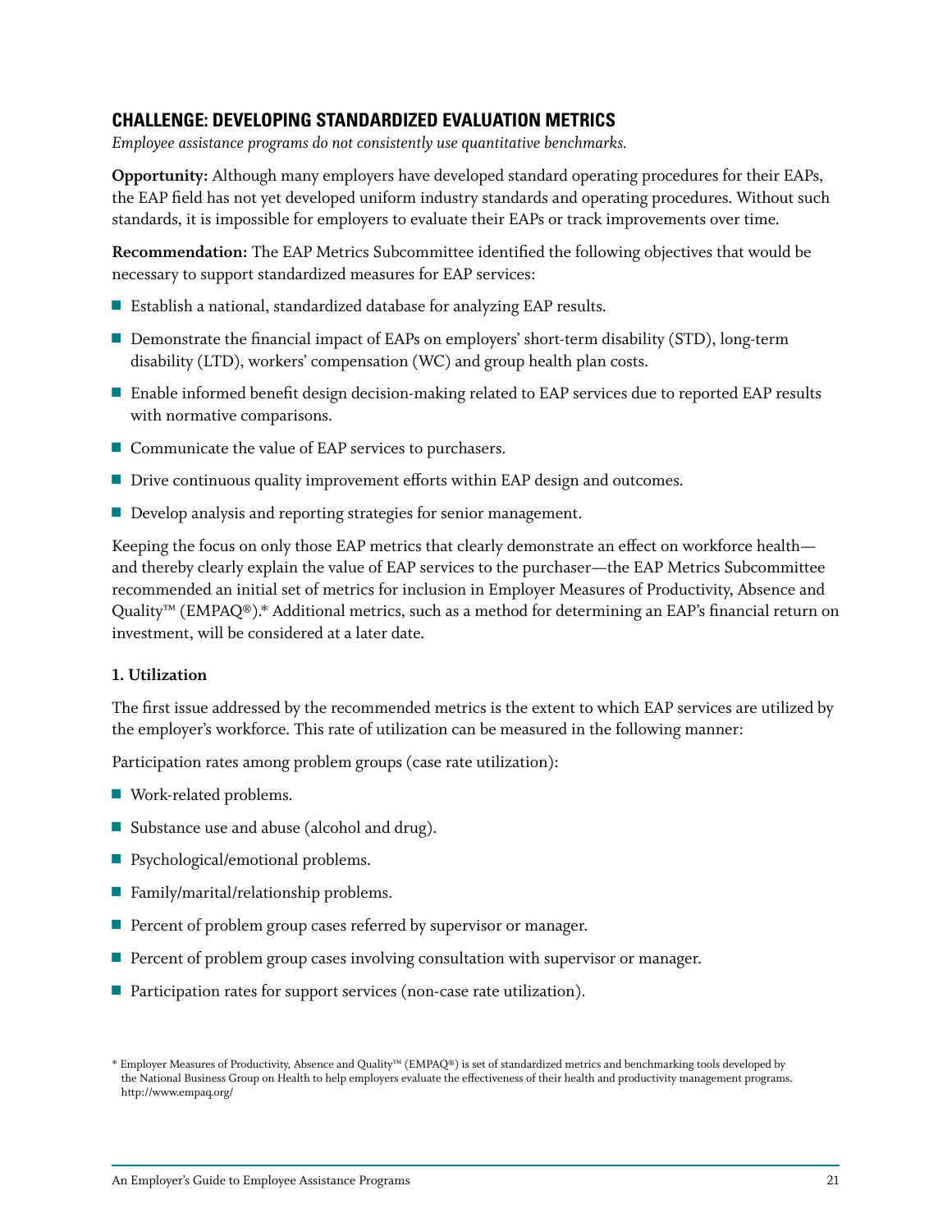## CHALLENGE: DEVELOPING STANDARDIZED EVALUATION METRICS

*Employee assistance programs do not consistently use quantitative benchmarks.*

**Opportunity:** Although many employers have developed standard operating procedures for their EAPs, the EAP field has not yet developed uniform industry standards and operating procedures. Without such standards, it is impossible for employers to evaluate their EAPs or track improvements over time.

**Recommendation:** The EAP Metrics Subcommittee identified the following objectives that would be necessary to support standardized measures for EAP services:

- Establish a national, standardized database for analyzing EAP results.
- Demonstrate the financial impact of EAPs on employers' short-term disability (STD), long-term disability (LTD), workers' compensation (WC) and group health plan costs.
- Enable informed benefit design decision-making related to EAP services due to reported EAP results with normative comparisons.
- Communicate the value of EAP services to purchasers.
- Drive continuous quality improvement efforts within EAP design and outcomes.
- Develop analysis and reporting strategies for senior management.

Keeping the focus on only those EAP metrics that clearly demonstrate an effect on workforce health—and thereby clearly explain the value of EAP services to the purchaser—the EAP Metrics Subcommittee recommended an initial set of metrics for inclusion in Employer Measures of Productivity, Absence and Quality™ (EMPAQ®).* Additional metrics, such as a method for determining an EAP's financial return on investment, will be considered at a later date.

**1. Utilization**

The first issue addressed by the recommended metrics is the extent to which EAP services are utilized by the employer's workforce. This rate of utilization can be measured in the following manner:

Participation rates among problem groups (case rate utilization):

- Work-related problems.
- Substance use and abuse (alcohol and drug).
- Psychological/emotional problems.
- Family/marital/relationship problems.
- Percent of problem group cases referred by supervisor or manager.
- Percent of problem group cases involving consultation with supervisor or manager.
- Participation rates for support services (non-case rate utilization).

* Employer Measures of Productivity, Absence and Quality™ (EMPAQ®) is set of standardized metrics and benchmarking tools developed by the National Business Group on Health to help employers evaluate the effectiveness of their health and productivity management programs. http://www.empaq.org/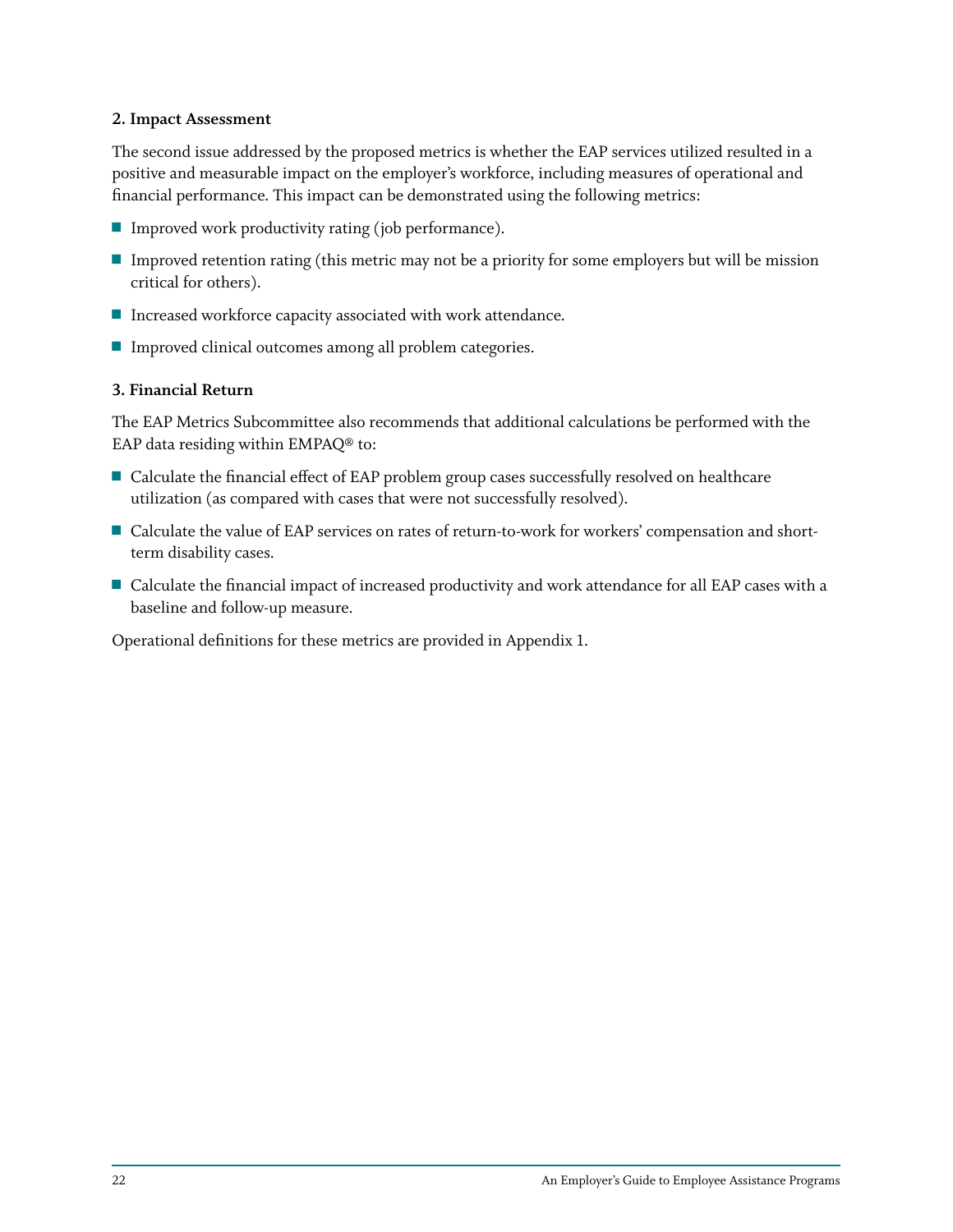**2. Impact Assessment**

The second issue addressed by the proposed metrics is whether the EAP services utilized resulted in a positive and measurable impact on the employer's workforce, including measures of operational and financial performance. This impact can be demonstrated using the following metrics:

- Improved work productivity rating (job performance).
- Improved retention rating (this metric may not be a priority for some employers but will be mission critical for others).
- Increased workforce capacity associated with work attendance.
- Improved clinical outcomes among all problem categories.

**3. Financial Return**

The EAP Metrics Subcommittee also recommends that additional calculations be performed with the EAP data residing within EMPAQ® to:

- Calculate the financial effect of EAP problem group cases successfully resolved on healthcare utilization (as compared with cases that were not successfully resolved).
- Calculate the value of EAP services on rates of return-to-work for workers' compensation and short-term disability cases.
- Calculate the financial impact of increased productivity and work attendance for all EAP cases with a baseline and follow-up measure.

Operational definitions for these metrics are provided in Appendix 1.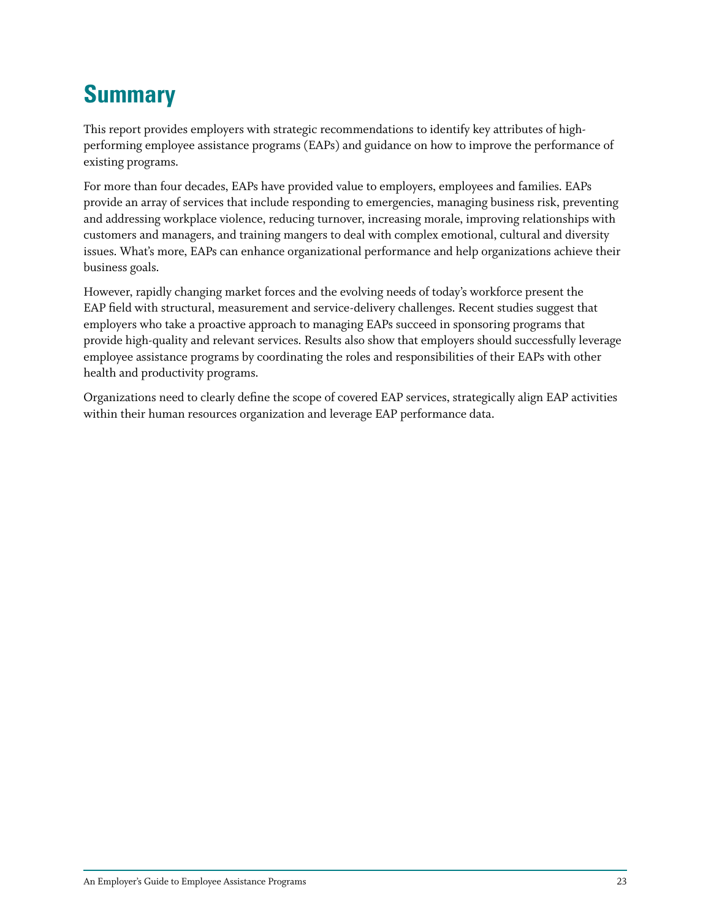# Summary

This report provides employers with strategic recommendations to identify key attributes of high-performing employee assistance programs (EAPs) and guidance on how to improve the performance of existing programs.

For more than four decades, EAPs have provided value to employers, employees and families. EAPs provide an array of services that include responding to emergencies, managing business risk, preventing and addressing workplace violence, reducing turnover, increasing morale, improving relationships with customers and managers, and training mangers to deal with complex emotional, cultural and diversity issues. What's more, EAPs can enhance organizational performance and help organizations achieve their business goals.

However, rapidly changing market forces and the evolving needs of today's workforce present the EAP field with structural, measurement and service-delivery challenges. Recent studies suggest that employers who take a proactive approach to managing EAPs succeed in sponsoring programs that provide high-quality and relevant services. Results also show that employers should successfully leverage employee assistance programs by coordinating the roles and responsibilities of their EAPs with other health and productivity programs.

Organizations need to clearly define the scope of covered EAP services, strategically align EAP activities within their human resources organization and leverage EAP performance data.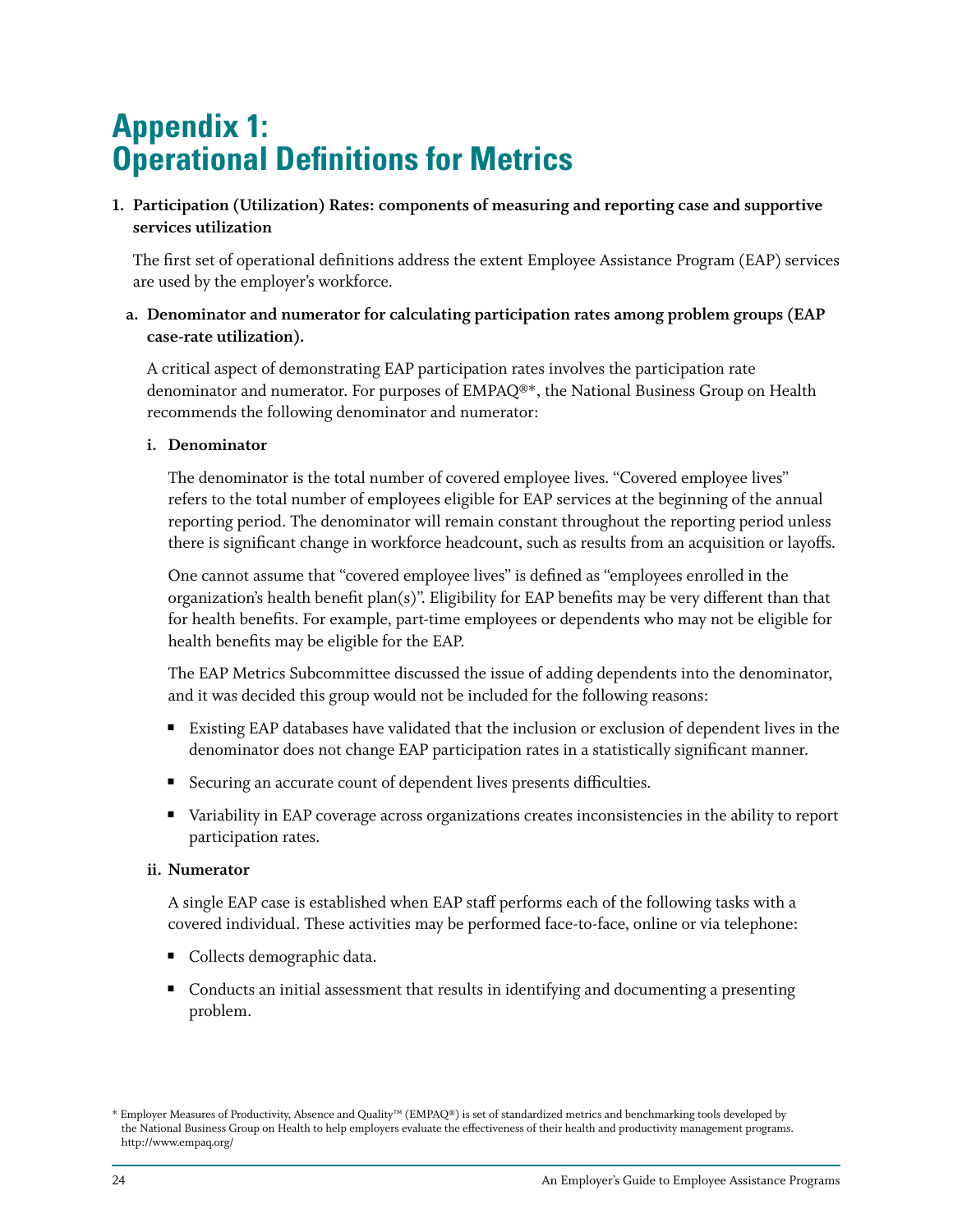# Appendix 1: Operational Definitions for Metrics

1. **Participation (Utilization) Rates: components of measuring and reporting case and supportive services utilization**

   The first set of operational definitions address the extent Employee Assistance Program (EAP) services are used by the employer's workforce.

   a. **Denominator and numerator for calculating participation rates among problem groups (EAP case-rate utilization).**

      A critical aspect of demonstrating EAP participation rates involves the participation rate denominator and numerator. For purposes of EMPAQ®*, the National Business Group on Health recommends the following denominator and numerator:

      i. **Denominator**

         The denominator is the total number of covered employee lives. "Covered employee lives" refers to the total number of employees eligible for EAP services at the beginning of the annual reporting period. The denominator will remain constant throughout the reporting period unless there is significant change in workforce headcount, such as results from an acquisition or layoffs.

         One cannot assume that "covered employee lives" is defined as "employees enrolled in the organization's health benefit plan(s)". Eligibility for EAP benefits may be very different than that for health benefits. For example, part-time employees or dependents who may not be eligible for health benefits may be eligible for the EAP.

         The EAP Metrics Subcommittee discussed the issue of adding dependents into the denominator, and it was decided this group would not be included for the following reasons:

         - Existing EAP databases have validated that the inclusion or exclusion of dependent lives in the denominator does not change EAP participation rates in a statistically significant manner.
         - Securing an accurate count of dependent lives presents difficulties.
         - Variability in EAP coverage across organizations creates inconsistencies in the ability to report participation rates.

      ii. **Numerator**

         A single EAP case is established when EAP staff performs each of the following tasks with a covered individual. These activities may be performed face-to-face, online or via telephone:

         - Collects demographic data.
         - Conducts an initial assessment that results in identifying and documenting a presenting problem.

\* Employer Measures of Productivity, Absence and Quality™ (EMPAQ®) is set of standardized metrics and benchmarking tools developed by the National Business Group on Health to help employers evaluate the effectiveness of their health and productivity management programs. http://www.empaq.org/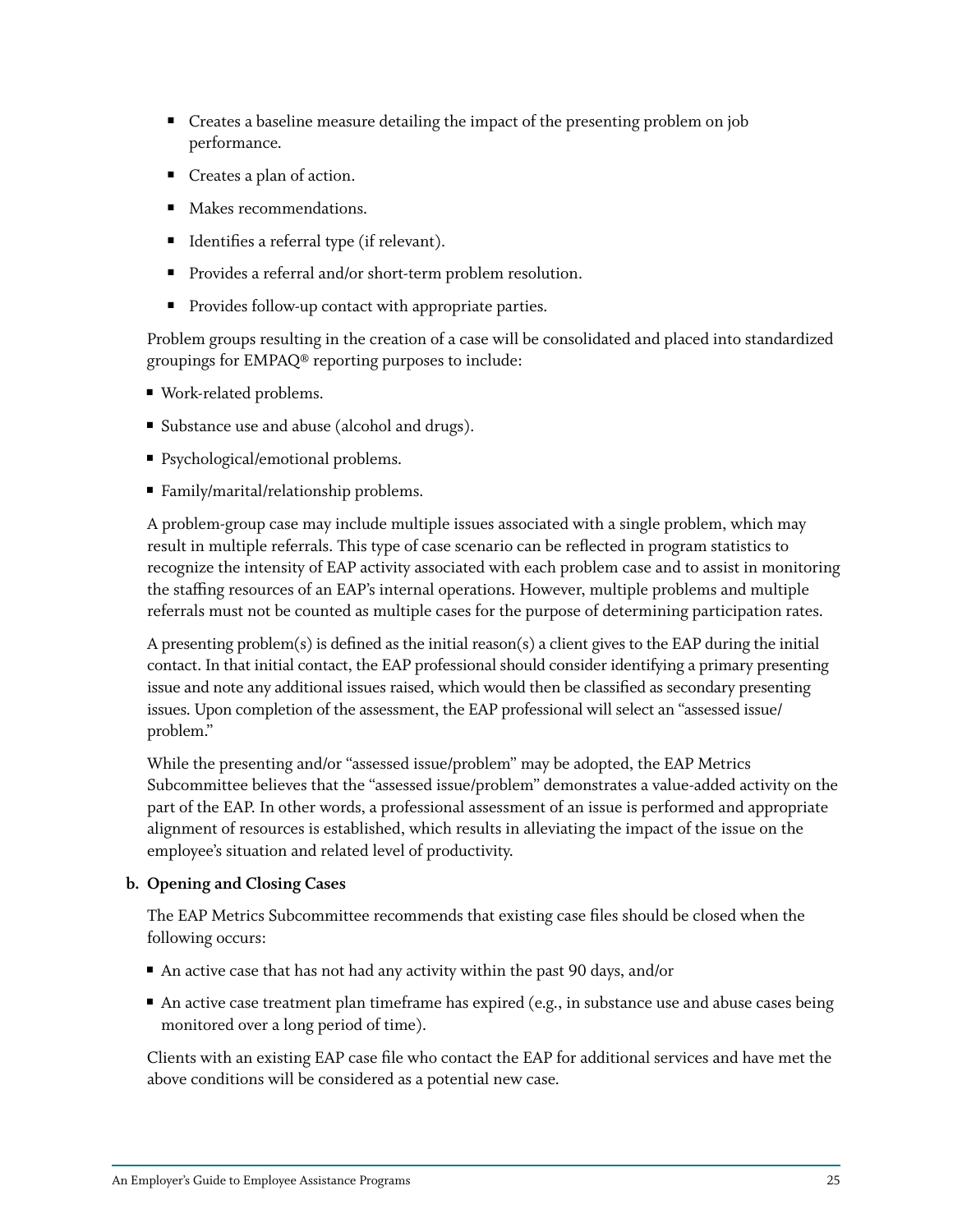- Creates a baseline measure detailing the impact of the presenting problem on job performance.
- Creates a plan of action.
- Makes recommendations.
- Identifies a referral type (if relevant).
- Provides a referral and/or short-term problem resolution.
- Provides follow-up contact with appropriate parties.

Problem groups resulting in the creation of a case will be consolidated and placed into standardized groupings for EMPAQ® reporting purposes to include:

- Work-related problems.
- Substance use and abuse (alcohol and drugs).
- Psychological/emotional problems.
- Family/marital/relationship problems.

A problem-group case may include multiple issues associated with a single problem, which may result in multiple referrals. This type of case scenario can be reflected in program statistics to recognize the intensity of EAP activity associated with each problem case and to assist in monitoring the staffing resources of an EAP's internal operations. However, multiple problems and multiple referrals must not be counted as multiple cases for the purpose of determining participation rates.

A presenting problem(s) is defined as the initial reason(s) a client gives to the EAP during the initial contact. In that initial contact, the EAP professional should consider identifying a primary presenting issue and note any additional issues raised, which would then be classified as secondary presenting issues. Upon completion of the assessment, the EAP professional will select an "assessed issue/problem."

While the presenting and/or "assessed issue/problem" may be adopted, the EAP Metrics Subcommittee believes that the "assessed issue/problem" demonstrates a value-added activity on the part of the EAP. In other words, a professional assessment of an issue is performed and appropriate alignment of resources is established, which results in alleviating the impact of the issue on the employee's situation and related level of productivity.

**b. Opening and Closing Cases**

The EAP Metrics Subcommittee recommends that existing case files should be closed when the following occurs:

- An active case that has not had any activity within the past 90 days, and/or
- An active case treatment plan timeframe has expired (e.g., in substance use and abuse cases being monitored over a long period of time).

Clients with an existing EAP case file who contact the EAP for additional services and have met the above conditions will be considered as a potential new case.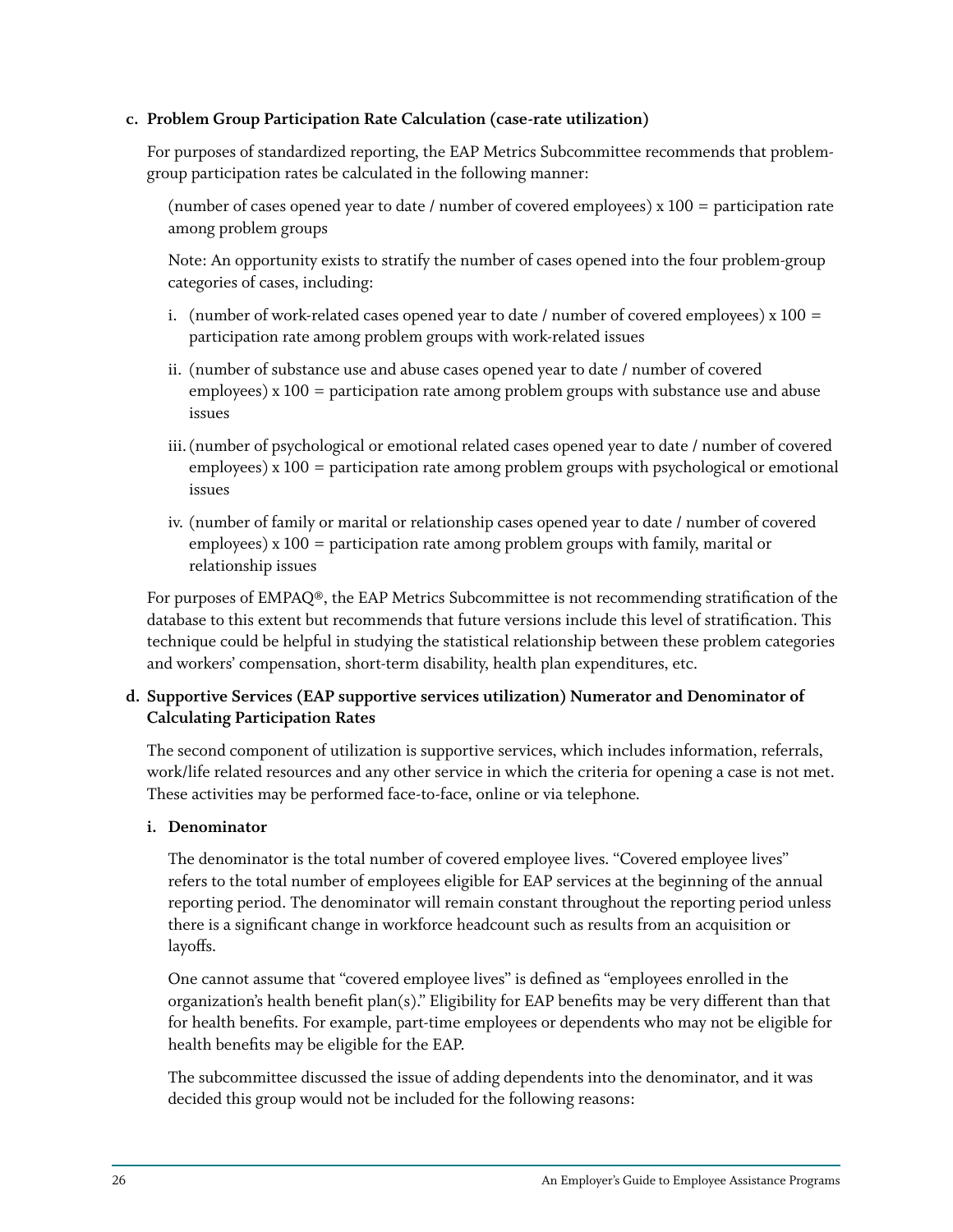**c. Problem Group Participation Rate Calculation (case-rate utilization)**

For purposes of standardized reporting, the EAP Metrics Subcommittee recommends that problem-group participation rates be calculated in the following manner:

(number of cases opened year to date / number of covered employees) x 100 = participation rate among problem groups

Note: An opportunity exists to stratify the number of cases opened into the four problem-group categories of cases, including:

i. (number of work-related cases opened year to date / number of covered employees) x 100 = participation rate among problem groups with work-related issues

ii. (number of substance use and abuse cases opened year to date / number of covered employees) x 100 = participation rate among problem groups with substance use and abuse issues

iii. (number of psychological or emotional related cases opened year to date / number of covered employees) x 100 = participation rate among problem groups with psychological or emotional issues

iv. (number of family or marital or relationship cases opened year to date / number of covered employees) x 100 = participation rate among problem groups with family, marital or relationship issues

For purposes of EMPAQ®, the EAP Metrics Subcommittee is not recommending stratification of the database to this extent but recommends that future versions include this level of stratification. This technique could be helpful in studying the statistical relationship between these problem categories and workers' compensation, short-term disability, health plan expenditures, etc.

**d. Supportive Services (EAP supportive services utilization) Numerator and Denominator of Calculating Participation Rates**

The second component of utilization is supportive services, which includes information, referrals, work/life related resources and any other service in which the criteria for opening a case is not met. These activities may be performed face-to-face, online or via telephone.

**i. Denominator**

The denominator is the total number of covered employee lives. "Covered employee lives" refers to the total number of employees eligible for EAP services at the beginning of the annual reporting period. The denominator will remain constant throughout the reporting period unless there is a significant change in workforce headcount such as results from an acquisition or layoffs.

One cannot assume that "covered employee lives" is defined as "employees enrolled in the organization's health benefit plan(s)." Eligibility for EAP benefits may be very different than that for health benefits. For example, part-time employees or dependents who may not be eligible for health benefits may be eligible for the EAP.

The subcommittee discussed the issue of adding dependents into the denominator, and it was decided this group would not be included for the following reasons: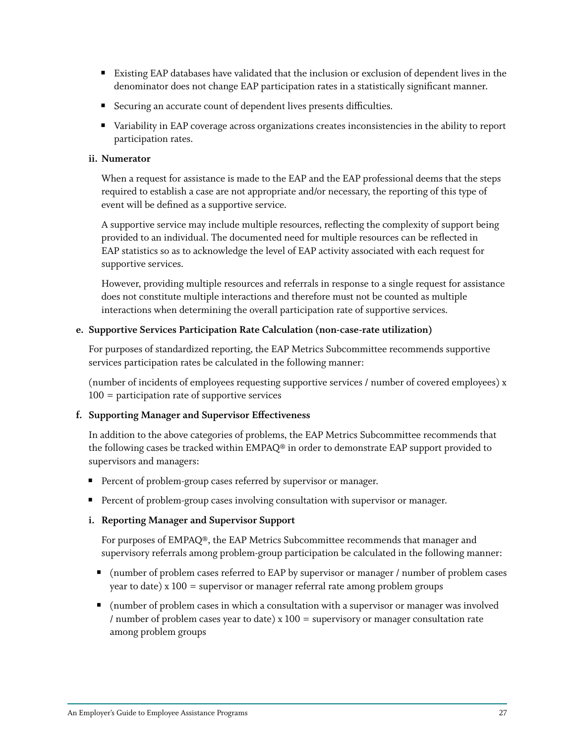- Existing EAP databases have validated that the inclusion or exclusion of dependent lives in the denominator does not change EAP participation rates in a statistically significant manner.
- Securing an accurate count of dependent lives presents difficulties.
- Variability in EAP coverage across organizations creates inconsistencies in the ability to report participation rates.

**ii. Numerator**

When a request for assistance is made to the EAP and the EAP professional deems that the steps required to establish a case are not appropriate and/or necessary, the reporting of this type of event will be defined as a supportive service.

A supportive service may include multiple resources, reflecting the complexity of support being provided to an individual. The documented need for multiple resources can be reflected in EAP statistics so as to acknowledge the level of EAP activity associated with each request for supportive services.

However, providing multiple resources and referrals in response to a single request for assistance does not constitute multiple interactions and therefore must not be counted as multiple interactions when determining the overall participation rate of supportive services.

**e. Supportive Services Participation Rate Calculation (non-case-rate utilization)**

For purposes of standardized reporting, the EAP Metrics Subcommittee recommends supportive services participation rates be calculated in the following manner:

(number of incidents of employees requesting supportive services / number of covered employees) x 100 = participation rate of supportive services

**f. Supporting Manager and Supervisor Effectiveness**

In addition to the above categories of problems, the EAP Metrics Subcommittee recommends that the following cases be tracked within EMPAQ® in order to demonstrate EAP support provided to supervisors and managers:

- Percent of problem-group cases referred by supervisor or manager.
- Percent of problem-group cases involving consultation with supervisor or manager.

**i. Reporting Manager and Supervisor Support**

For purposes of EMPAQ®, the EAP Metrics Subcommittee recommends that manager and supervisory referrals among problem-group participation be calculated in the following manner:

- (number of problem cases referred to EAP by supervisor or manager / number of problem cases year to date) x 100 = supervisor or manager referral rate among problem groups
- (number of problem cases in which a consultation with a supervisor or manager was involved / number of problem cases year to date) x 100 = supervisory or manager consultation rate among problem groups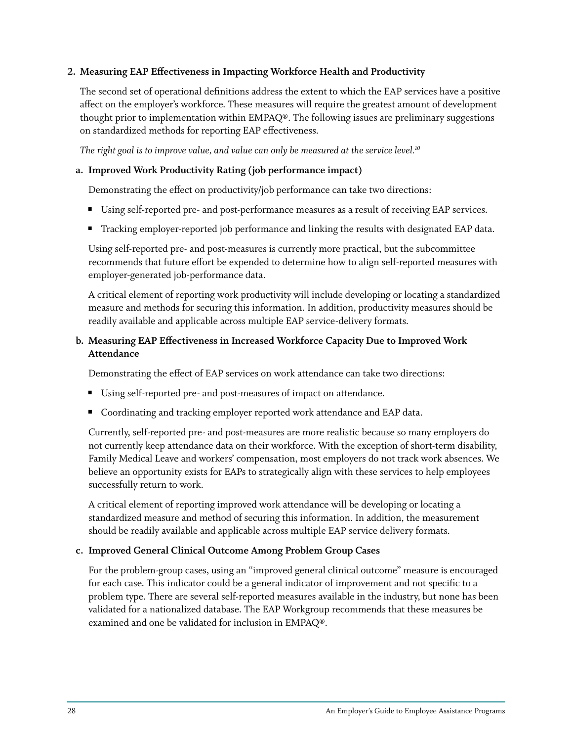## 2. Measuring EAP Effectiveness in Impacting Workforce Health and Productivity

The second set of operational definitions address the extent to which the EAP services have a positive affect on the employer's workforce. These measures will require the greatest amount of development thought prior to implementation within EMPAQ®. The following issues are preliminary suggestions on standardized methods for reporting EAP effectiveness.

*The right goal is to improve value, and value can only be measured at the service level.*[10]

### a. Improved Work Productivity Rating (job performance impact)

Demonstrating the effect on productivity/job performance can take two directions:

- Using self-reported pre- and post-performance measures as a result of receiving EAP services.
- Tracking employer-reported job performance and linking the results with designated EAP data.

Using self-reported pre- and post-measures is currently more practical, but the subcommittee recommends that future effort be expended to determine how to align self-reported measures with employer-generated job-performance data.

A critical element of reporting work productivity will include developing or locating a standardized measure and methods for securing this information. In addition, productivity measures should be readily available and applicable across multiple EAP service-delivery formats.

### b. Measuring EAP Effectiveness in Increased Workforce Capacity Due to Improved Work Attendance

Demonstrating the effect of EAP services on work attendance can take two directions:

- Using self-reported pre- and post-measures of impact on attendance.
- Coordinating and tracking employer reported work attendance and EAP data.

Currently, self-reported pre- and post-measures are more realistic because so many employers do not currently keep attendance data on their workforce. With the exception of short-term disability, Family Medical Leave and workers' compensation, most employers do not track work absences. We believe an opportunity exists for EAPs to strategically align with these services to help employees successfully return to work.

A critical element of reporting improved work attendance will be developing or locating a standardized measure and method of securing this information. In addition, the measurement should be readily available and applicable across multiple EAP service delivery formats.

### c. Improved General Clinical Outcome Among Problem Group Cases

For the problem-group cases, using an "improved general clinical outcome" measure is encouraged for each case. This indicator could be a general indicator of improvement and not specific to a problem type. There are several self-reported measures available in the industry, but none has been validated for a nationalized database. The EAP Workgroup recommends that these measures be examined and one be validated for inclusion in EMPAQ®.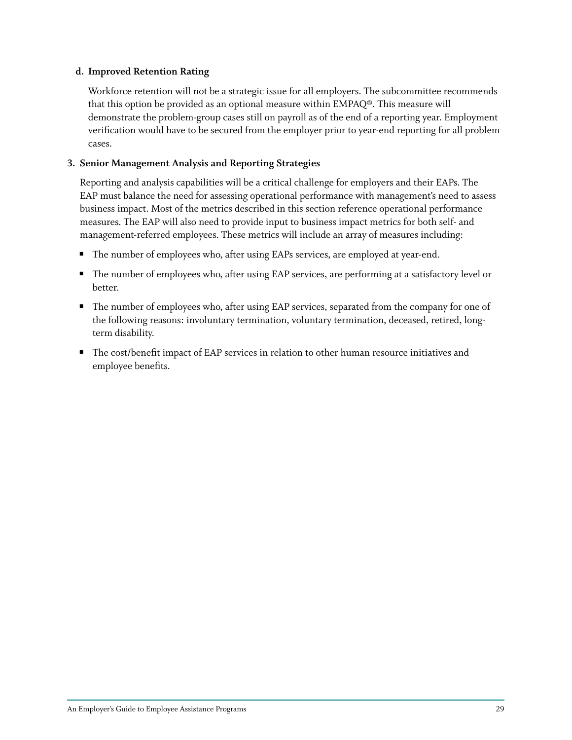**d. Improved Retention Rating**

Workforce retention will not be a strategic issue for all employers. The subcommittee recommends that this option be provided as an optional measure within EMPAQ®. This measure will demonstrate the problem-group cases still on payroll as of the end of a reporting year. Employment verification would have to be secured from the employer prior to year-end reporting for all problem cases.

**3. Senior Management Analysis and Reporting Strategies**

Reporting and analysis capabilities will be a critical challenge for employers and their EAPs. The EAP must balance the need for assessing operational performance with management's need to assess business impact. Most of the metrics described in this section reference operational performance measures. The EAP will also need to provide input to business impact metrics for both self- and management-referred employees. These metrics will include an array of measures including:

- The number of employees who, after using EAPs services, are employed at year-end.
- The number of employees who, after using EAP services, are performing at a satisfactory level or better.
- The number of employees who, after using EAP services, separated from the company for one of the following reasons: involuntary termination, voluntary termination, deceased, retired, long-term disability.
- The cost/benefit impact of EAP services in relation to other human resource initiatives and employee benefits.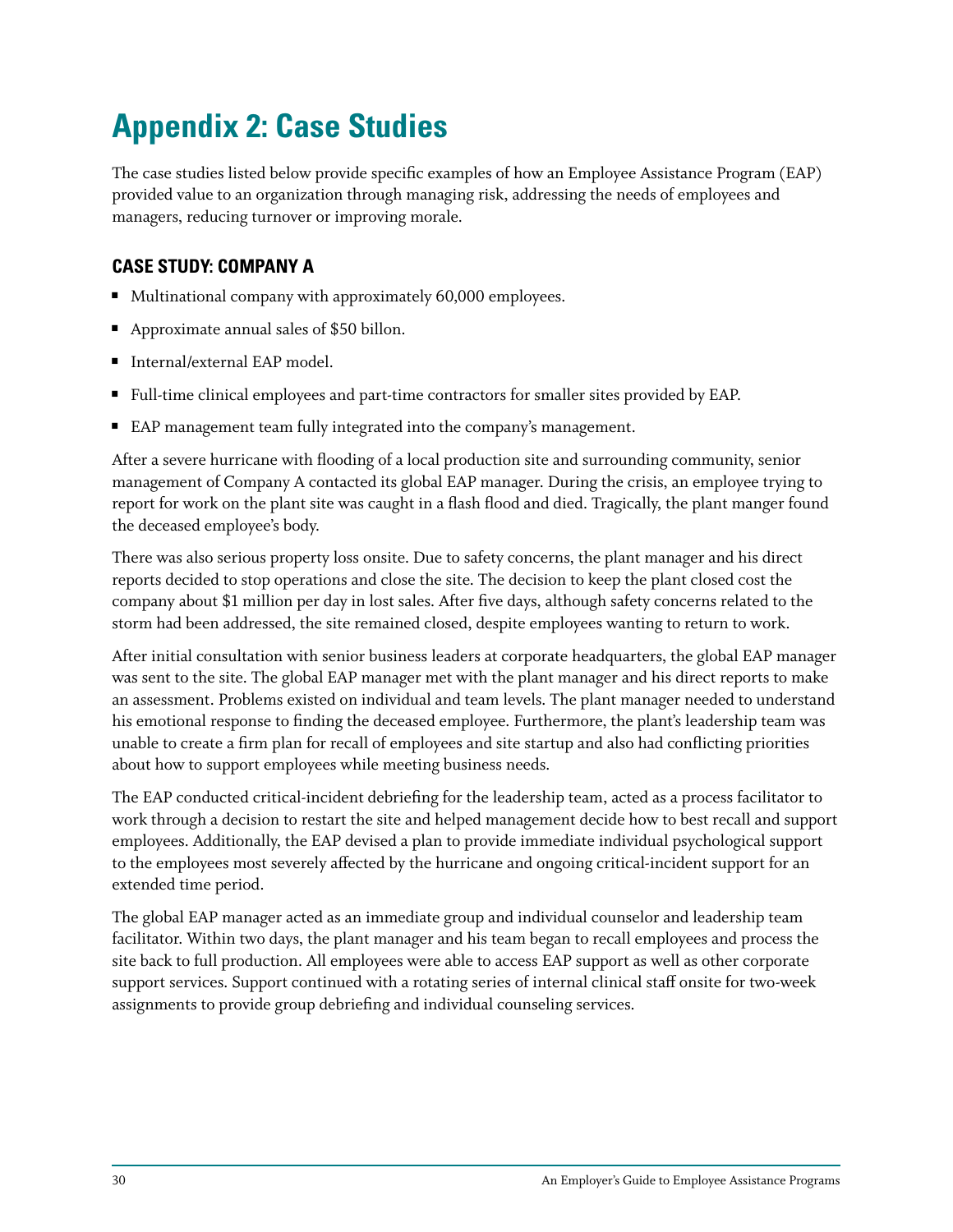# Appendix 2: Case Studies

The case studies listed below provide specific examples of how an Employee Assistance Program (EAP) provided value to an organization through managing risk, addressing the needs of employees and managers, reducing turnover or improving morale.

## CASE STUDY: COMPANY A

- Multinational company with approximately 60,000 employees.
- Approximate annual sales of $50 billon.
- Internal/external EAP model.
- Full-time clinical employees and part-time contractors for smaller sites provided by EAP.
- EAP management team fully integrated into the company's management.

After a severe hurricane with flooding of a local production site and surrounding community, senior management of Company A contacted its global EAP manager. During the crisis, an employee trying to report for work on the plant site was caught in a flash flood and died. Tragically, the plant manger found the deceased employee's body.

There was also serious property loss onsite. Due to safety concerns, the plant manager and his direct reports decided to stop operations and close the site. The decision to keep the plant closed cost the company about $1 million per day in lost sales. After five days, although safety concerns related to the storm had been addressed, the site remained closed, despite employees wanting to return to work.

After initial consultation with senior business leaders at corporate headquarters, the global EAP manager was sent to the site. The global EAP manager met with the plant manager and his direct reports to make an assessment. Problems existed on individual and team levels. The plant manager needed to understand his emotional response to finding the deceased employee. Furthermore, the plant's leadership team was unable to create a firm plan for recall of employees and site startup and also had conflicting priorities about how to support employees while meeting business needs.

The EAP conducted critical-incident debriefing for the leadership team, acted as a process facilitator to work through a decision to restart the site and helped management decide how to best recall and support employees. Additionally, the EAP devised a plan to provide immediate individual psychological support to the employees most severely affected by the hurricane and ongoing critical-incident support for an extended time period.

The global EAP manager acted as an immediate group and individual counselor and leadership team facilitator. Within two days, the plant manager and his team began to recall employees and process the site back to full production. All employees were able to access EAP support as well as other corporate support services. Support continued with a rotating series of internal clinical staff onsite for two-week assignments to provide group debriefing and individual counseling services.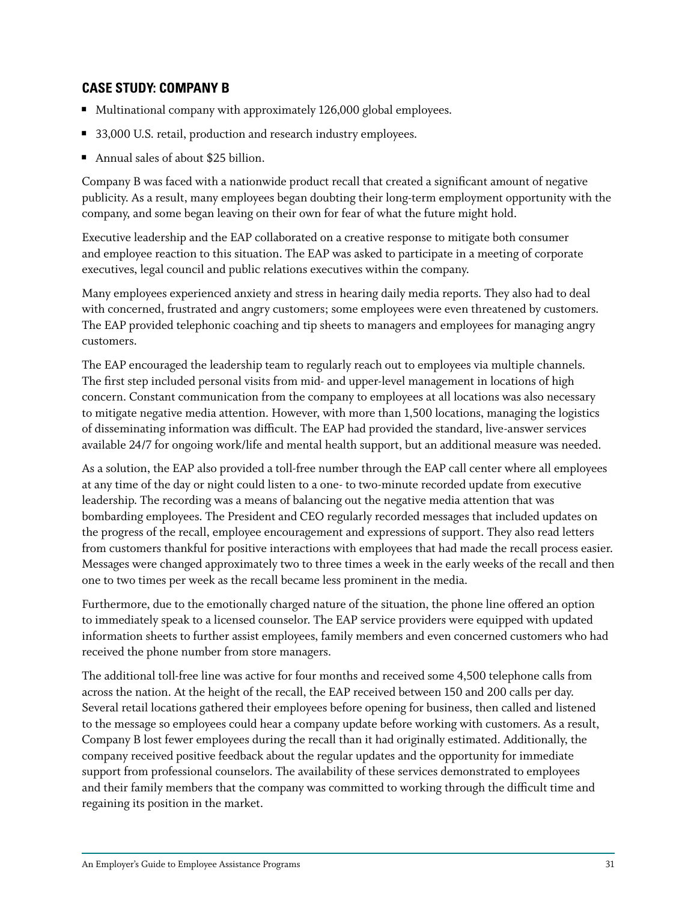## CASE STUDY: COMPANY B

- Multinational company with approximately 126,000 global employees.
- 33,000 U.S. retail, production and research industry employees.
- Annual sales of about $25 billion.

Company B was faced with a nationwide product recall that created a significant amount of negative publicity. As a result, many employees began doubting their long-term employment opportunity with the company, and some began leaving on their own for fear of what the future might hold.

Executive leadership and the EAP collaborated on a creative response to mitigate both consumer and employee reaction to this situation. The EAP was asked to participate in a meeting of corporate executives, legal council and public relations executives within the company.

Many employees experienced anxiety and stress in hearing daily media reports. They also had to deal with concerned, frustrated and angry customers; some employees were even threatened by customers. The EAP provided telephonic coaching and tip sheets to managers and employees for managing angry customers.

The EAP encouraged the leadership team to regularly reach out to employees via multiple channels. The first step included personal visits from mid- and upper-level management in locations of high concern. Constant communication from the company to employees at all locations was also necessary to mitigate negative media attention. However, with more than 1,500 locations, managing the logistics of disseminating information was difficult. The EAP had provided the standard, live-answer services available 24/7 for ongoing work/life and mental health support, but an additional measure was needed.

As a solution, the EAP also provided a toll-free number through the EAP call center where all employees at any time of the day or night could listen to a one- to two-minute recorded update from executive leadership. The recording was a means of balancing out the negative media attention that was bombarding employees. The President and CEO regularly recorded messages that included updates on the progress of the recall, employee encouragement and expressions of support. They also read letters from customers thankful for positive interactions with employees that had made the recall process easier. Messages were changed approximately two to three times a week in the early weeks of the recall and then one to two times per week as the recall became less prominent in the media.

Furthermore, due to the emotionally charged nature of the situation, the phone line offered an option to immediately speak to a licensed counselor. The EAP service providers were equipped with updated information sheets to further assist employees, family members and even concerned customers who had received the phone number from store managers.

The additional toll-free line was active for four months and received some 4,500 telephone calls from across the nation. At the height of the recall, the EAP received between 150 and 200 calls per day. Several retail locations gathered their employees before opening for business, then called and listened to the message so employees could hear a company update before working with customers. As a result, Company B lost fewer employees during the recall than it had originally estimated. Additionally, the company received positive feedback about the regular updates and the opportunity for immediate support from professional counselors. The availability of these services demonstrated to employees and their family members that the company was committed to working through the difficult time and regaining its position in the market.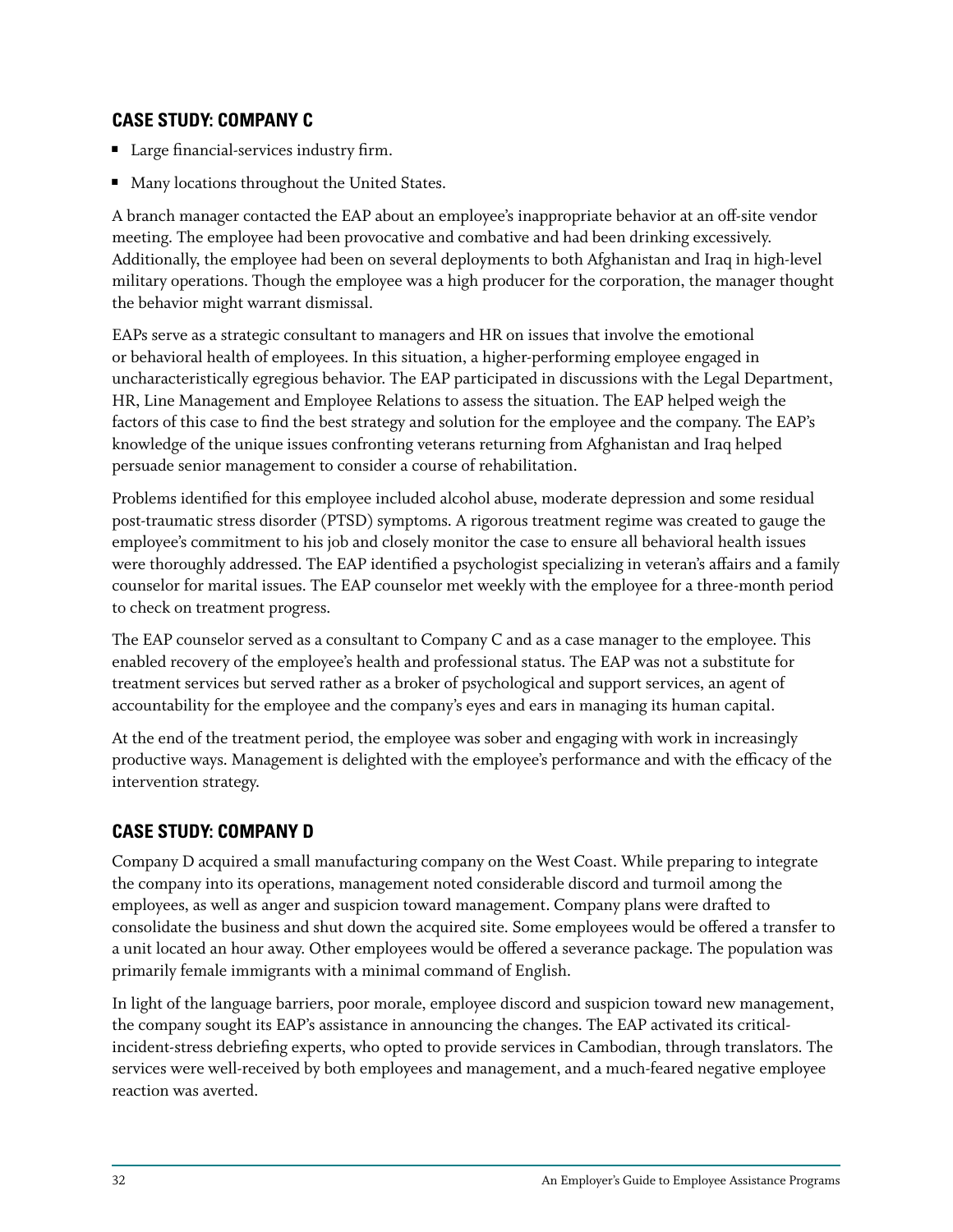## CASE STUDY: COMPANY C

- Large financial-services industry firm.
- Many locations throughout the United States.

A branch manager contacted the EAP about an employee's inappropriate behavior at an off-site vendor meeting. The employee had been provocative and combative and had been drinking excessively. Additionally, the employee had been on several deployments to both Afghanistan and Iraq in high-level military operations. Though the employee was a high producer for the corporation, the manager thought the behavior might warrant dismissal.

EAPs serve as a strategic consultant to managers and HR on issues that involve the emotional or behavioral health of employees. In this situation, a higher-performing employee engaged in uncharacteristically egregious behavior. The EAP participated in discussions with the Legal Department, HR, Line Management and Employee Relations to assess the situation. The EAP helped weigh the factors of this case to find the best strategy and solution for the employee and the company. The EAP's knowledge of the unique issues confronting veterans returning from Afghanistan and Iraq helped persuade senior management to consider a course of rehabilitation.

Problems identified for this employee included alcohol abuse, moderate depression and some residual post-traumatic stress disorder (PTSD) symptoms. A rigorous treatment regime was created to gauge the employee's commitment to his job and closely monitor the case to ensure all behavioral health issues were thoroughly addressed. The EAP identified a psychologist specializing in veteran's affairs and a family counselor for marital issues. The EAP counselor met weekly with the employee for a three-month period to check on treatment progress.

The EAP counselor served as a consultant to Company C and as a case manager to the employee. This enabled recovery of the employee's health and professional status. The EAP was not a substitute for treatment services but served rather as a broker of psychological and support services, an agent of accountability for the employee and the company's eyes and ears in managing its human capital.

At the end of the treatment period, the employee was sober and engaging with work in increasingly productive ways. Management is delighted with the employee's performance and with the efficacy of the intervention strategy.

## CASE STUDY: COMPANY D

Company D acquired a small manufacturing company on the West Coast. While preparing to integrate the company into its operations, management noted considerable discord and turmoil among the employees, as well as anger and suspicion toward management. Company plans were drafted to consolidate the business and shut down the acquired site. Some employees would be offered a transfer to a unit located an hour away. Other employees would be offered a severance package. The population was primarily female immigrants with a minimal command of English.

In light of the language barriers, poor morale, employee discord and suspicion toward new management, the company sought its EAP's assistance in announcing the changes. The EAP activated its critical-incident-stress debriefing experts, who opted to provide services in Cambodian, through translators. The services were well-received by both employees and management, and a much-feared negative employee reaction was averted.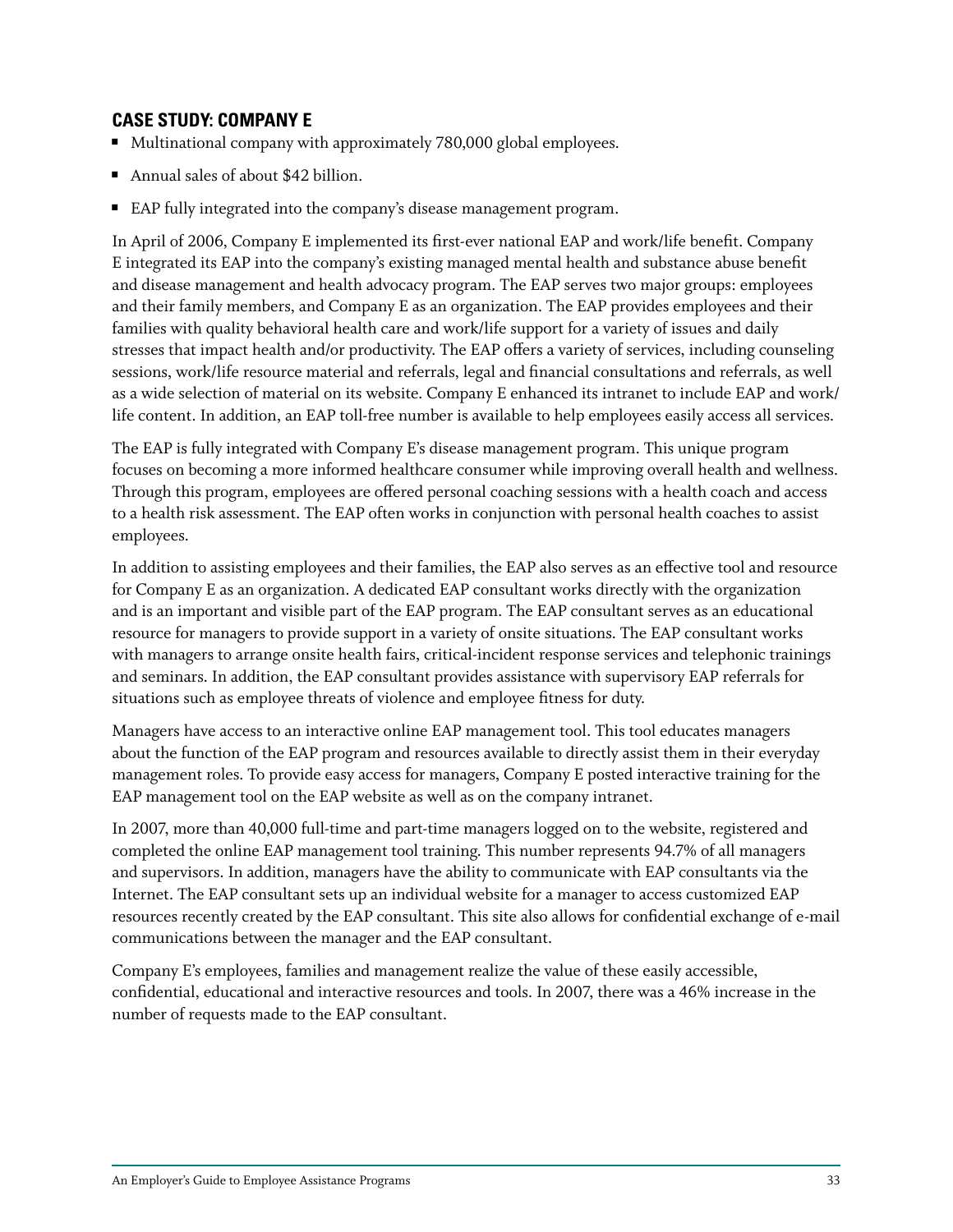## CASE STUDY: COMPANY E

- Multinational company with approximately 780,000 global employees.
- Annual sales of about $42 billion.
- EAP fully integrated into the company's disease management program.

In April of 2006, Company E implemented its first-ever national EAP and work/life benefit. Company E integrated its EAP into the company's existing managed mental health and substance abuse benefit and disease management and health advocacy program. The EAP serves two major groups: employees and their family members, and Company E as an organization. The EAP provides employees and their families with quality behavioral health care and work/life support for a variety of issues and daily stresses that impact health and/or productivity. The EAP offers a variety of services, including counseling sessions, work/life resource material and referrals, legal and financial consultations and referrals, as well as a wide selection of material on its website. Company E enhanced its intranet to include EAP and work/life content. In addition, an EAP toll-free number is available to help employees easily access all services.

The EAP is fully integrated with Company E's disease management program. This unique program focuses on becoming a more informed healthcare consumer while improving overall health and wellness. Through this program, employees are offered personal coaching sessions with a health coach and access to a health risk assessment. The EAP often works in conjunction with personal health coaches to assist employees.

In addition to assisting employees and their families, the EAP also serves as an effective tool and resource for Company E as an organization. A dedicated EAP consultant works directly with the organization and is an important and visible part of the EAP program. The EAP consultant serves as an educational resource for managers to provide support in a variety of onsite situations. The EAP consultant works with managers to arrange onsite health fairs, critical-incident response services and telephonic trainings and seminars. In addition, the EAP consultant provides assistance with supervisory EAP referrals for situations such as employee threats of violence and employee fitness for duty.

Managers have access to an interactive online EAP management tool. This tool educates managers about the function of the EAP program and resources available to directly assist them in their everyday management roles. To provide easy access for managers, Company E posted interactive training for the EAP management tool on the EAP website as well as on the company intranet.

In 2007, more than 40,000 full-time and part-time managers logged on to the website, registered and completed the online EAP management tool training. This number represents 94.7% of all managers and supervisors. In addition, managers have the ability to communicate with EAP consultants via the Internet. The EAP consultant sets up an individual website for a manager to access customized EAP resources recently created by the EAP consultant. This site also allows for confidential exchange of e-mail communications between the manager and the EAP consultant.

Company E's employees, families and management realize the value of these easily accessible, confidential, educational and interactive resources and tools. In 2007, there was a 46% increase in the number of requests made to the EAP consultant.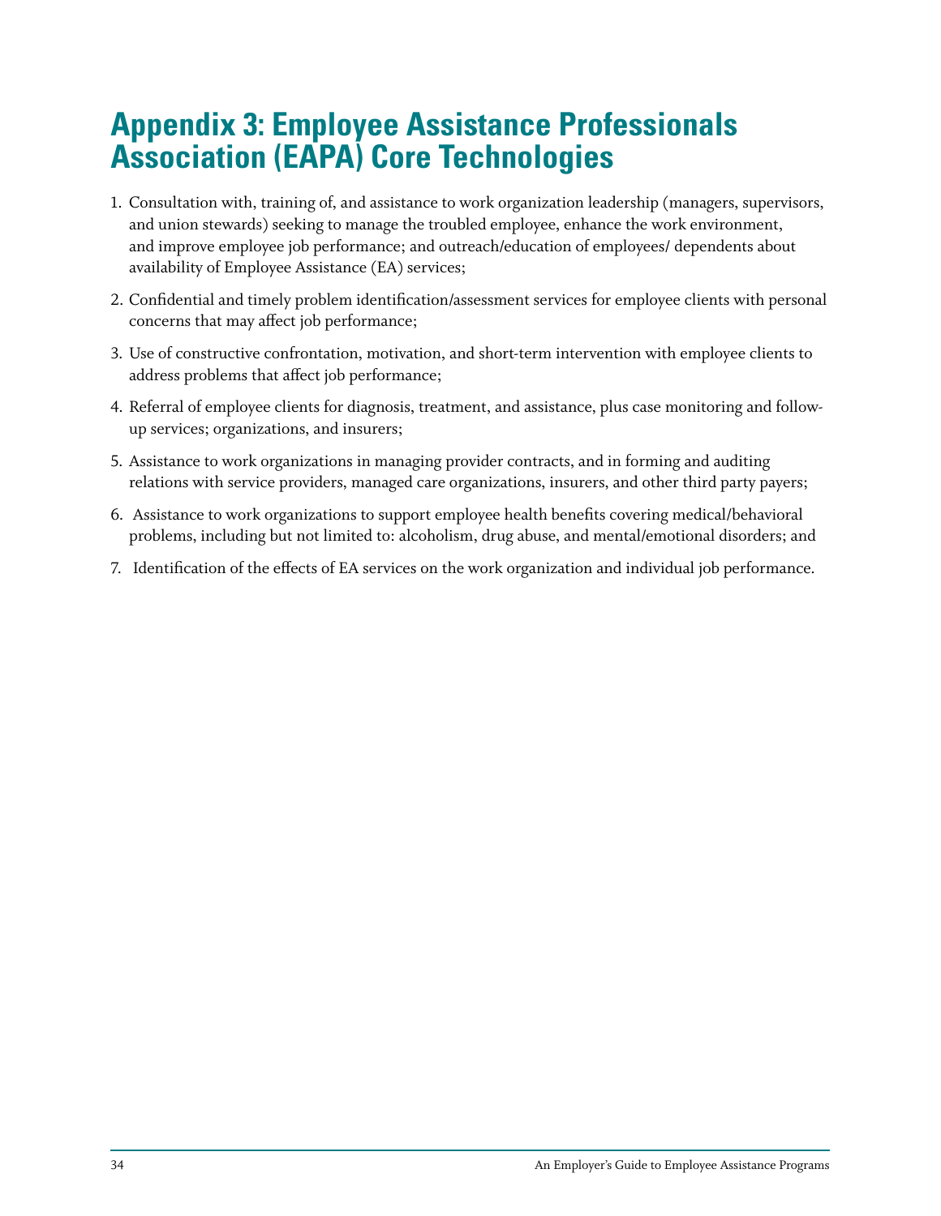# Appendix 3: Employee Assistance Professionals Association (EAPA) Core Technologies

1. Consultation with, training of, and assistance to work organization leadership (managers, supervisors, and union stewards) seeking to manage the troubled employee, enhance the work environment, and improve employee job performance; and outreach/education of employees/ dependents about availability of Employee Assistance (EA) services;
2. Confidential and timely problem identification/assessment services for employee clients with personal concerns that may affect job performance;
3. Use of constructive confrontation, motivation, and short-term intervention with employee clients to address problems that affect job performance;
4. Referral of employee clients for diagnosis, treatment, and assistance, plus case monitoring and follow-up services; organizations, and insurers;
5. Assistance to work organizations in managing provider contracts, and in forming and auditing relations with service providers, managed care organizations, insurers, and other third party payers;
6. Assistance to work organizations to support employee health benefits covering medical/behavioral problems, including but not limited to: alcoholism, drug abuse, and mental/emotional disorders; and
7. Identification of the effects of EA services on the work organization and individual job performance.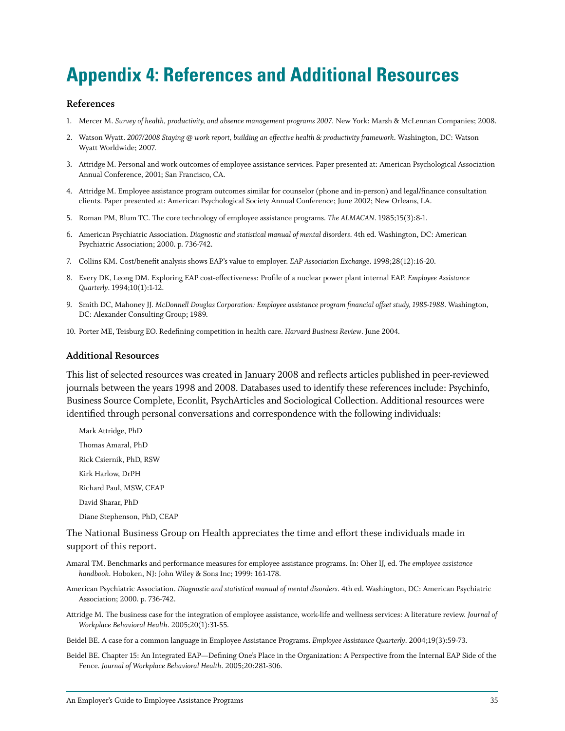# Appendix 4: References and Additional Resources

### References

1. Mercer M. *Survey of health, productivity, and absence management programs 2007*. New York: Marsh & McLennan Companies; 2008.
2. Watson Wyatt. *2007/2008 Staying @ work report, building an effective health & productivity framework*. Washington, DC: Watson Wyatt Worldwide; 2007.
3. Attridge M. Personal and work outcomes of employee assistance services. Paper presented at: American Psychological Association Annual Conference, 2001; San Francisco, CA.
4. Attridge M. Employee assistance program outcomes similar for counselor (phone and in-person) and legal/finance consultation clients. Paper presented at: American Psychological Society Annual Conference; June 2002; New Orleans, LA.
5. Roman PM, Blum TC. The core technology of employee assistance programs. *The ALMACAN*. 1985;15(3):8-1.
6. American Psychiatric Association. *Diagnostic and statistical manual of mental disorders*. 4th ed. Washington, DC: American Psychiatric Association; 2000. p. 736-742.
7. Collins KM. Cost/benefit analysis shows EAP's value to employer. *EAP Association Exchange*. 1998;28(12):16-20.
8. Every DK, Leong DM. Exploring EAP cost-effectiveness: Profile of a nuclear power plant internal EAP. *Employee Assistance Quarterly*. 1994;10(1):1-12.
9. Smith DC, Mahoney JJ. *McDonnell Douglas Corporation: Employee assistance program financial offset study, 1985-1988*. Washington, DC: Alexander Consulting Group; 1989.
10. Porter ME, Teisburg EO. Redefining competition in health care. *Harvard Business Review*. June 2004.

### Additional Resources

This list of selected resources was created in January 2008 and reflects articles published in peer-reviewed journals between the years 1998 and 2008. Databases used to identify these references include: Psychinfo, Business Source Complete, Econlit, PsychArticles and Sociological Collection. Additional resources were identified through personal conversations and correspondence with the following individuals:

Mark Attridge, PhD

Thomas Amaral, PhD

Rick Csiernik, PhD, RSW

Kirk Harlow, DrPH

Richard Paul, MSW, CEAP

David Sharar, PhD

Diane Stephenson, PhD, CEAP

The National Business Group on Health appreciates the time and effort these individuals made in support of this report.

Amaral TM. Benchmarks and performance measures for employee assistance programs. In: Oher IJ, ed. *The employee assistance handbook*. Hoboken, NJ: John Wiley & Sons Inc; 1999: 161-178.

American Psychiatric Association. *Diagnostic and statistical manual of mental disorders*. 4th ed. Washington, DC: American Psychiatric Association; 2000. p. 736-742.

Attridge M. The business case for the integration of employee assistance, work-life and wellness services: A literature review. *Journal of Workplace Behavioral Health*. 2005;20(1):31-55.

Beidel BE. A case for a common language in Employee Assistance Programs. *Employee Assistance Quarterly*. 2004;19(3):59-73.

Beidel BE. Chapter 15: An Integrated EAP—Defining One's Place in the Organization: A Perspective from the Internal EAP Side of the Fence. *Journal of Workplace Behavioral Health*. 2005;20:281-306.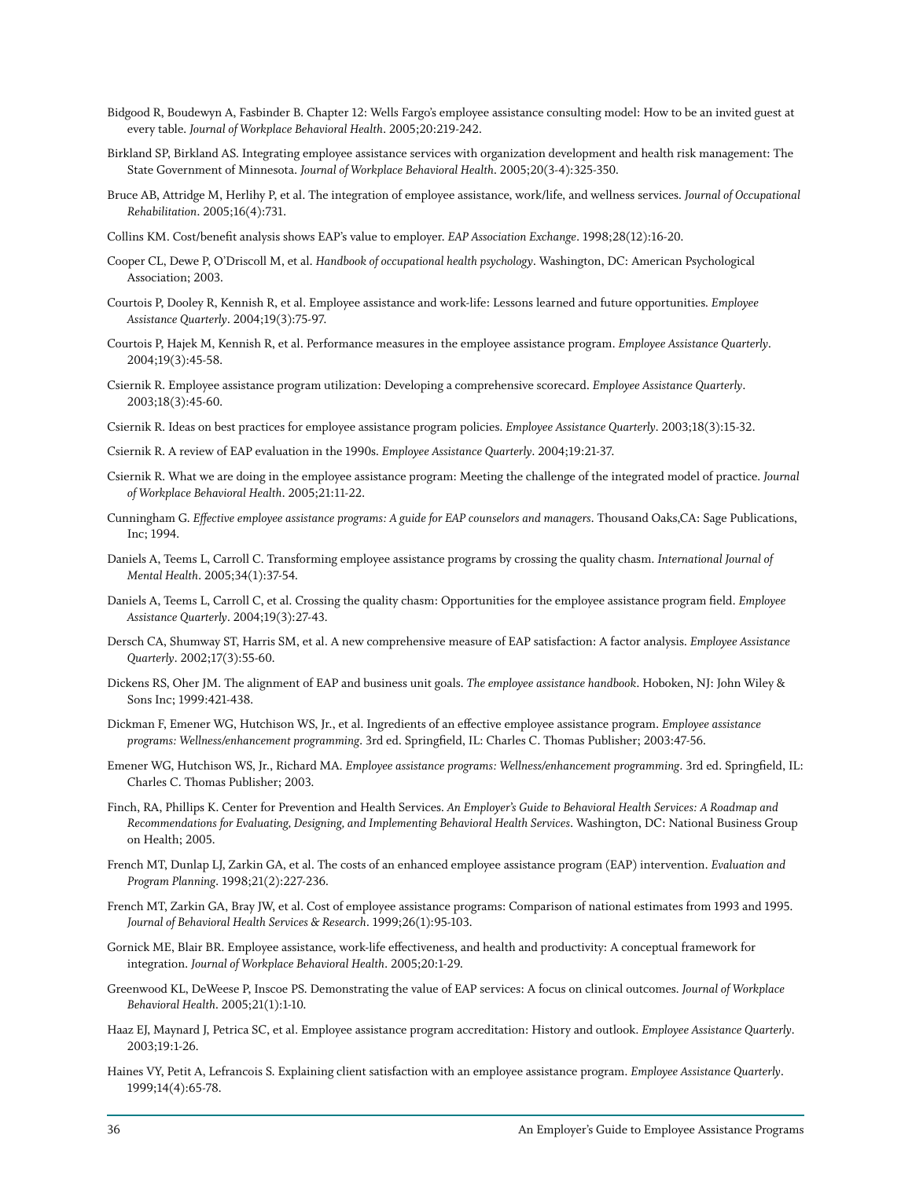Bidgood R, Boudewyn A, Fasbinder B. Chapter 12: Wells Fargo's employee assistance consulting model: How to be an invited guest at every table. *Journal of Workplace Behavioral Health*. 2005;20:219-242.

Birkland SP, Birkland AS. Integrating employee assistance services with organization development and health risk management: The State Government of Minnesota. *Journal of Workplace Behavioral Health*. 2005;20(3-4):325-350.

Bruce AB, Attridge M, Herlihy P, et al. The integration of employee assistance, work/life, and wellness services. *Journal of Occupational Rehabilitation*. 2005;16(4):731.

Collins KM. Cost/benefit analysis shows EAP's value to employer. *EAP Association Exchange*. 1998;28(12):16-20.

Cooper CL, Dewe P, O'Driscoll M, et al. *Handbook of occupational health psychology*. Washington, DC: American Psychological Association; 2003.

Courtois P, Dooley R, Kennish R, et al. Employee assistance and work-life: Lessons learned and future opportunities. *Employee Assistance Quarterly*. 2004;19(3):75-97.

Courtois P, Hajek M, Kennish R, et al. Performance measures in the employee assistance program. *Employee Assistance Quarterly*. 2004;19(3):45-58.

Csiernik R. Employee assistance program utilization: Developing a comprehensive scorecard. *Employee Assistance Quarterly*. 2003;18(3):45-60.

Csiernik R. Ideas on best practices for employee assistance program policies. *Employee Assistance Quarterly*. 2003;18(3):15-32.

Csiernik R. A review of EAP evaluation in the 1990s. *Employee Assistance Quarterly*. 2004;19:21-37.

Csiernik R. What we are doing in the employee assistance program: Meeting the challenge of the integrated model of practice. *Journal of Workplace Behavioral Health*. 2005;21:11-22.

Cunningham G. *Effective employee assistance programs: A guide for EAP counselors and managers*. Thousand Oaks,CA: Sage Publications, Inc; 1994.

Daniels A, Teems L, Carroll C. Transforming employee assistance programs by crossing the quality chasm. *International Journal of Mental Health*. 2005;34(1):37-54.

Daniels A, Teems L, Carroll C, et al. Crossing the quality chasm: Opportunities for the employee assistance program field. *Employee Assistance Quarterly*. 2004;19(3):27-43.

Dersch CA, Shumway ST, Harris SM, et al. A new comprehensive measure of EAP satisfaction: A factor analysis. *Employee Assistance Quarterly*. 2002;17(3):55-60.

Dickens RS, Oher JM. The alignment of EAP and business unit goals. *The employee assistance handbook*. Hoboken, NJ: John Wiley & Sons Inc; 1999:421-438.

Dickman F, Emener WG, Hutchison WS, Jr., et al. Ingredients of an effective employee assistance program. *Employee assistance programs: Wellness/enhancement programming*. 3rd ed. Springfield, IL: Charles C. Thomas Publisher; 2003:47-56.

Emener WG, Hutchison WS, Jr., Richard MA. *Employee assistance programs: Wellness/enhancement programming*. 3rd ed. Springfield, IL: Charles C. Thomas Publisher; 2003.

Finch, RA, Phillips K. Center for Prevention and Health Services. *An Employer's Guide to Behavioral Health Services: A Roadmap and Recommendations for Evaluating, Designing, and Implementing Behavioral Health Services*. Washington, DC: National Business Group on Health; 2005.

French MT, Dunlap LJ, Zarkin GA, et al. The costs of an enhanced employee assistance program (EAP) intervention. *Evaluation and Program Planning*. 1998;21(2):227-236.

French MT, Zarkin GA, Bray JW, et al. Cost of employee assistance programs: Comparison of national estimates from 1993 and 1995. *Journal of Behavioral Health Services & Research*. 1999;26(1):95-103.

Gornick ME, Blair BR. Employee assistance, work-life effectiveness, and health and productivity: A conceptual framework for integration. *Journal of Workplace Behavioral Health*. 2005;20:1-29.

Greenwood KL, DeWeese P, Inscoe PS. Demonstrating the value of EAP services: A focus on clinical outcomes. *Journal of Workplace Behavioral Health*. 2005;21(1):1-10.

Haaz EJ, Maynard J, Petrica SC, et al. Employee assistance program accreditation: History and outlook. *Employee Assistance Quarterly*. 2003;19:1-26.

Haines VY, Petit A, Lefrancois S. Explaining client satisfaction with an employee assistance program. *Employee Assistance Quarterly*. 1999;14(4):65-78.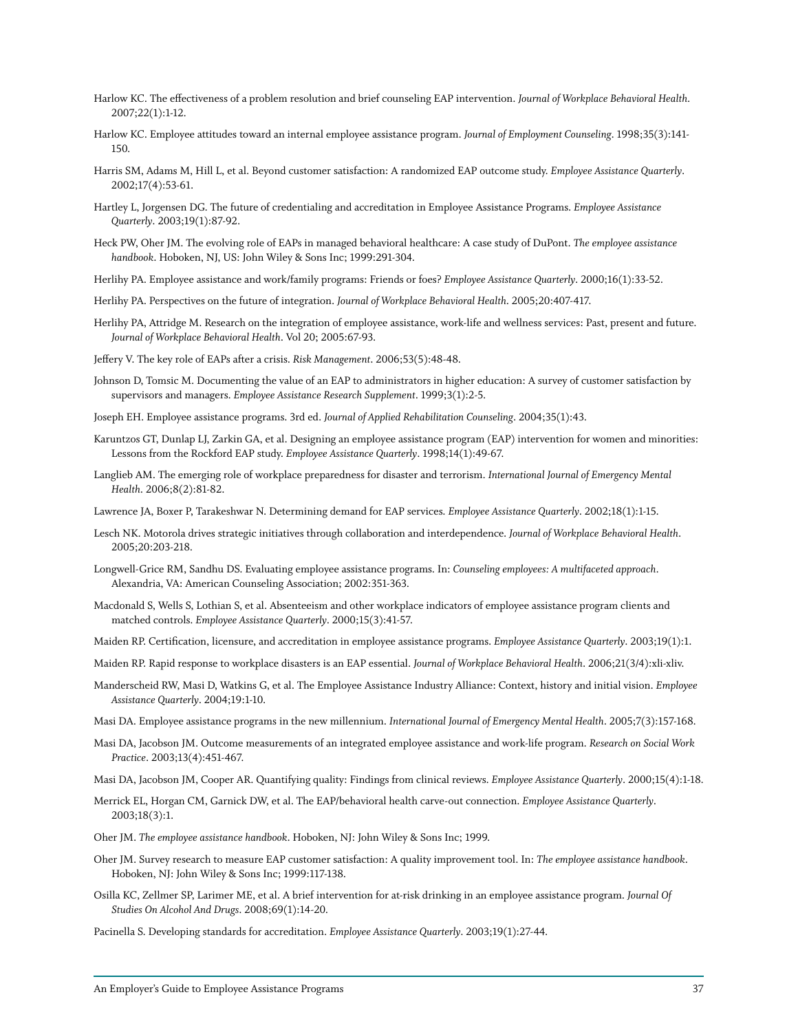Harlow KC. The effectiveness of a problem resolution and brief counseling EAP intervention. *Journal of Workplace Behavioral Health*. 2007;22(1):1-12.

Harlow KC. Employee attitudes toward an internal employee assistance program. *Journal of Employment Counseling*. 1998;35(3):141-150.

Harris SM, Adams M, Hill L, et al. Beyond customer satisfaction: A randomized EAP outcome study. *Employee Assistance Quarterly*. 2002;17(4):53-61.

Hartley L, Jorgensen DG. The future of credentialing and accreditation in Employee Assistance Programs. *Employee Assistance Quarterly*. 2003;19(1):87-92.

Heck PW, Oher JM. The evolving role of EAPs in managed behavioral healthcare: A case study of DuPont. *The employee assistance handbook*. Hoboken, NJ, US: John Wiley & Sons Inc; 1999:291-304.

Herlihy PA. Employee assistance and work/family programs: Friends or foes? *Employee Assistance Quarterly*. 2000;16(1):33-52.

Herlihy PA. Perspectives on the future of integration. *Journal of Workplace Behavioral Health*. 2005;20:407-417.

Herlihy PA, Attridge M. Research on the integration of employee assistance, work-life and wellness services: Past, present and future. *Journal of Workplace Behavioral Health*. Vol 20; 2005:67-93.

Jeffery V. The key role of EAPs after a crisis. *Risk Management*. 2006;53(5):48-48.

Johnson D, Tomsic M. Documenting the value of an EAP to administrators in higher education: A survey of customer satisfaction by supervisors and managers. *Employee Assistance Research Supplement*. 1999;3(1):2-5.

Joseph EH. Employee assistance programs. 3rd ed. *Journal of Applied Rehabilitation Counseling*. 2004;35(1):43.

Karuntzos GT, Dunlap LJ, Zarkin GA, et al. Designing an employee assistance program (EAP) intervention for women and minorities: Lessons from the Rockford EAP study. *Employee Assistance Quarterly*. 1998;14(1):49-67.

Langlieb AM. The emerging role of workplace preparedness for disaster and terrorism. *International Journal of Emergency Mental Health*. 2006;8(2):81-82.

Lawrence JA, Boxer P, Tarakeshwar N. Determining demand for EAP services. *Employee Assistance Quarterly*. 2002;18(1):1-15.

Lesch NK. Motorola drives strategic initiatives through collaboration and interdependence. *Journal of Workplace Behavioral Health*. 2005;20:203-218.

Longwell-Grice RM, Sandhu DS. Evaluating employee assistance programs. In: *Counseling employees: A multifaceted approach*. Alexandria, VA: American Counseling Association; 2002:351-363.

Macdonald S, Wells S, Lothian S, et al. Absenteeism and other workplace indicators of employee assistance program clients and matched controls. *Employee Assistance Quarterly*. 2000;15(3):41-57.

Maiden RP. Certification, licensure, and accreditation in employee assistance programs. *Employee Assistance Quarterly*. 2003;19(1):1.

Maiden RP. Rapid response to workplace disasters is an EAP essential. *Journal of Workplace Behavioral Health*. 2006;21(3/4):xli-xliv.

Manderscheid RW, Masi D, Watkins G, et al. The Employee Assistance Industry Alliance: Context, history and initial vision. *Employee Assistance Quarterly*. 2004;19:1-10.

Masi DA. Employee assistance programs in the new millennium. *International Journal of Emergency Mental Health*. 2005;7(3):157-168.

Masi DA, Jacobson JM. Outcome measurements of an integrated employee assistance and work-life program. *Research on Social Work Practice*. 2003;13(4):451-467.

Masi DA, Jacobson JM, Cooper AR. Quantifying quality: Findings from clinical reviews. *Employee Assistance Quarterly*. 2000;15(4):1-18.

Merrick EL, Horgan CM, Garnick DW, et al. The EAP/behavioral health carve-out connection. *Employee Assistance Quarterly*. 2003;18(3):1.

Oher JM. *The employee assistance handbook*. Hoboken, NJ: John Wiley & Sons Inc; 1999.

Oher JM. Survey research to measure EAP customer satisfaction: A quality improvement tool. In: *The employee assistance handbook*. Hoboken, NJ: John Wiley & Sons Inc; 1999:117-138.

Osilla KC, Zellmer SP, Larimer ME, et al. A brief intervention for at-risk drinking in an employee assistance program. *Journal Of Studies On Alcohol And Drugs*. 2008;69(1):14-20.

Pacinella S. Developing standards for accreditation. *Employee Assistance Quarterly*. 2003;19(1):27-44.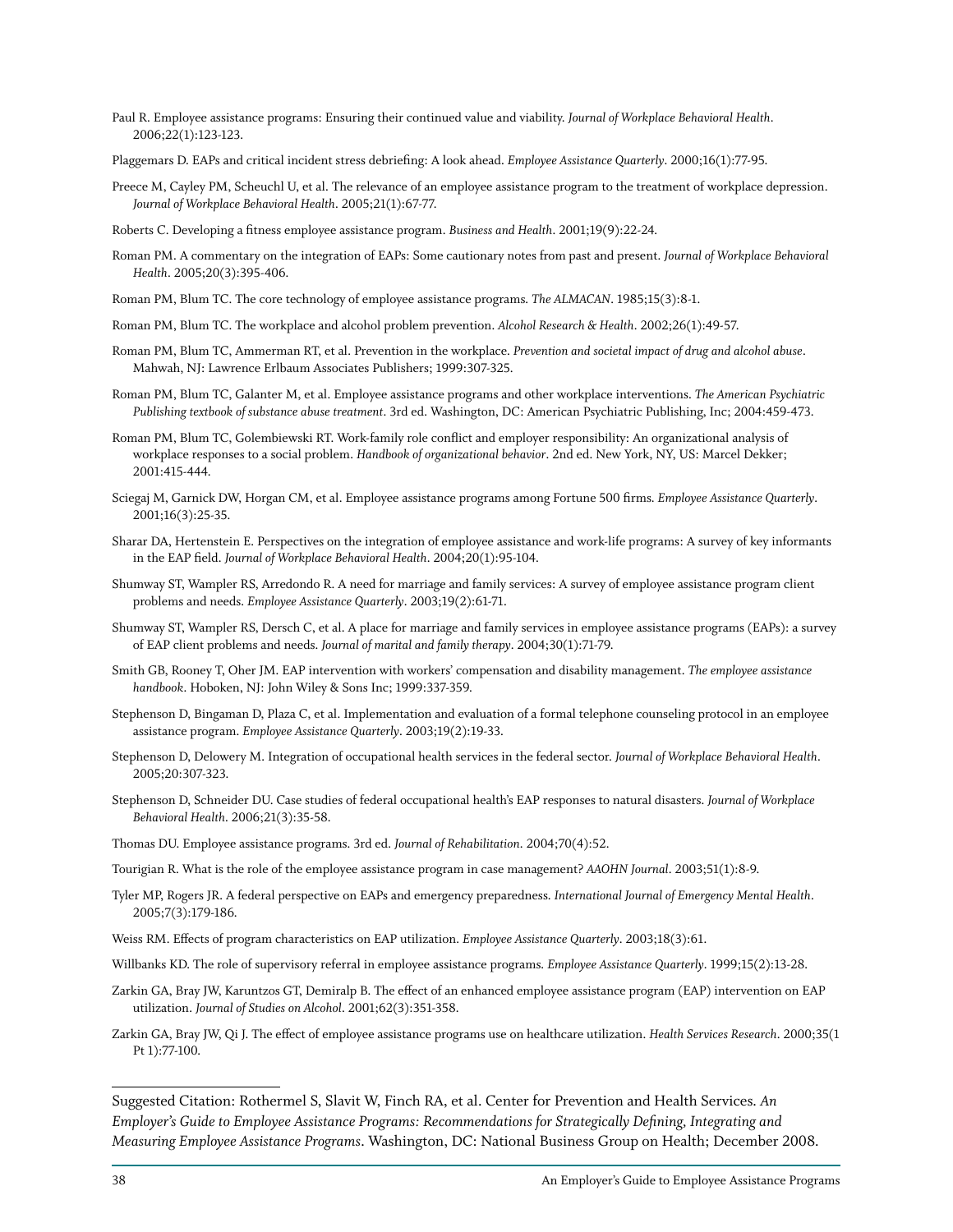Paul R. Employee assistance programs: Ensuring their continued value and viability. *Journal of Workplace Behavioral Health*. 2006;22(1):123-123.

Plaggemars D. EAPs and critical incident stress debriefing: A look ahead. *Employee Assistance Quarterly*. 2000;16(1):77-95.

Preece M, Cayley PM, Scheuchl U, et al. The relevance of an employee assistance program to the treatment of workplace depression. *Journal of Workplace Behavioral Health*. 2005;21(1):67-77.

Roberts C. Developing a fitness employee assistance program. *Business and Health*. 2001;19(9):22-24.

Roman PM. A commentary on the integration of EAPs: Some cautionary notes from past and present. *Journal of Workplace Behavioral Health*. 2005;20(3):395-406.

Roman PM, Blum TC. The core technology of employee assistance programs. *The ALMACAN*. 1985;15(3):8-1.

Roman PM, Blum TC. The workplace and alcohol problem prevention. *Alcohol Research & Health*. 2002;26(1):49-57.

Roman PM, Blum TC, Ammerman RT, et al. Prevention in the workplace. *Prevention and societal impact of drug and alcohol abuse*. Mahwah, NJ: Lawrence Erlbaum Associates Publishers; 1999:307-325.

Roman PM, Blum TC, Galanter M, et al. Employee assistance programs and other workplace interventions. *The American Psychiatric Publishing textbook of substance abuse treatment*. 3rd ed. Washington, DC: American Psychiatric Publishing, Inc; 2004:459-473.

Roman PM, Blum TC, Golembiewski RT. Work-family role conflict and employer responsibility: An organizational analysis of workplace responses to a social problem. *Handbook of organizational behavior*. 2nd ed. New York, NY, US: Marcel Dekker; 2001:415-444.

Sciegaj M, Garnick DW, Horgan CM, et al. Employee assistance programs among Fortune 500 firms. *Employee Assistance Quarterly*. 2001;16(3):25-35.

Sharar DA, Hertenstein E. Perspectives on the integration of employee assistance and work-life programs: A survey of key informants in the EAP field. *Journal of Workplace Behavioral Health*. 2004;20(1):95-104.

Shumway ST, Wampler RS, Arredondo R. A need for marriage and family services: A survey of employee assistance program client problems and needs. *Employee Assistance Quarterly*. 2003;19(2):61-71.

Shumway ST, Wampler RS, Dersch C, et al. A place for marriage and family services in employee assistance programs (EAPs): a survey of EAP client problems and needs. *Journal of marital and family therapy*. 2004;30(1):71-79.

Smith GB, Rooney T, Oher JM. EAP intervention with workers' compensation and disability management. *The employee assistance handbook*. Hoboken, NJ: John Wiley & Sons Inc; 1999:337-359.

Stephenson D, Bingaman D, Plaza C, et al. Implementation and evaluation of a formal telephone counseling protocol in an employee assistance program. *Employee Assistance Quarterly*. 2003;19(2):19-33.

Stephenson D, Delowery M. Integration of occupational health services in the federal sector. *Journal of Workplace Behavioral Health*. 2005;20:307-323.

Stephenson D, Schneider DU. Case studies of federal occupational health's EAP responses to natural disasters. *Journal of Workplace Behavioral Health*. 2006;21(3):35-58.

Thomas DU. Employee assistance programs. 3rd ed. *Journal of Rehabilitation*. 2004;70(4):52.

Tourigian R. What is the role of the employee assistance program in case management? *AAOHN Journal*. 2003;51(1):8-9.

Tyler MP, Rogers JR. A federal perspective on EAPs and emergency preparedness. *International Journal of Emergency Mental Health*. 2005;7(3):179-186.

Weiss RM. Effects of program characteristics on EAP utilization. *Employee Assistance Quarterly*. 2003;18(3):61.

Willbanks KD. The role of supervisory referral in employee assistance programs. *Employee Assistance Quarterly*. 1999;15(2):13-28.

Zarkin GA, Bray JW, Karuntzos GT, Demiralp B. The effect of an enhanced employee assistance program (EAP) intervention on EAP utilization. *Journal of Studies on Alcohol*. 2001;62(3):351-358.

Zarkin GA, Bray JW, Qi J. The effect of employee assistance programs use on healthcare utilization. *Health Services Research*. 2000;35(1 Pt 1):77-100.

---

Suggested Citation: Rothermel S, Slavit W, Finch RA, et al. Center for Prevention and Health Services. *An Employer's Guide to Employee Assistance Programs: Recommendations for Strategically Defining, Integrating and Measuring Employee Assistance Programs*. Washington, DC: National Business Group on Health; December 2008.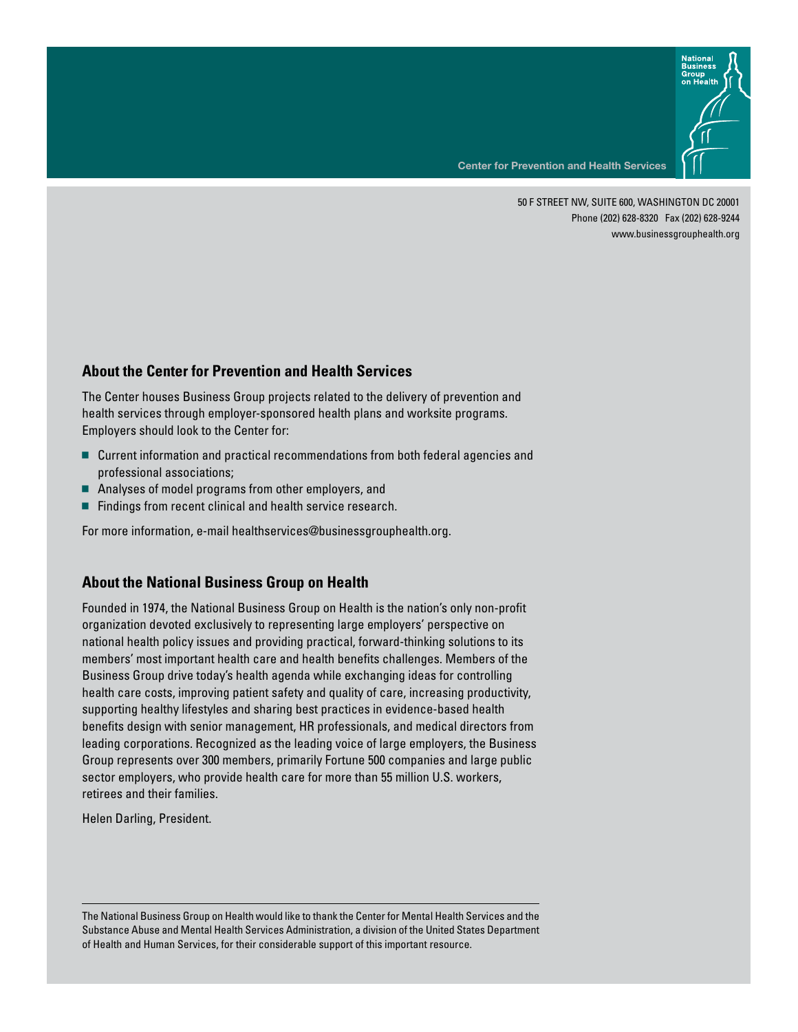National Business Group on Health

Center for Prevention and Health Services

50 F STREET NW, SUITE 600, WASHINGTON DC 20001
Phone (202) 628-8320 Fax (202) 628-9244
www.businessgrouphealth.org

## About the Center for Prevention and Health Services

The Center houses Business Group projects related to the delivery of prevention and health services through employer-sponsored health plans and worksite programs. Employers should look to the Center for:

- Current information and practical recommendations from both federal agencies and professional associations;
- Analyses of model programs from other employers, and
- Findings from recent clinical and health service research.

For more information, e-mail healthservices@businessgrouphealth.org.

## About the National Business Group on Health

Founded in 1974, the National Business Group on Health is the nation's only non-profit organization devoted exclusively to representing large employers' perspective on national health policy issues and providing practical, forward-thinking solutions to its members' most important health care and health benefits challenges. Members of the Business Group drive today's health agenda while exchanging ideas for controlling health care costs, improving patient safety and quality of care, increasing productivity, supporting healthy lifestyles and sharing best practices in evidence-based health benefits design with senior management, HR professionals, and medical directors from leading corporations. Recognized as the leading voice of large employers, the Business Group represents over 300 members, primarily Fortune 500 companies and large public sector employers, who provide health care for more than 55 million U.S. workers, retirees and their families.

Helen Darling, President.

---

The National Business Group on Health would like to thank the Center for Mental Health Services and the Substance Abuse and Mental Health Services Administration, a division of the United States Department of Health and Human Services, for their considerable support of this important resource.